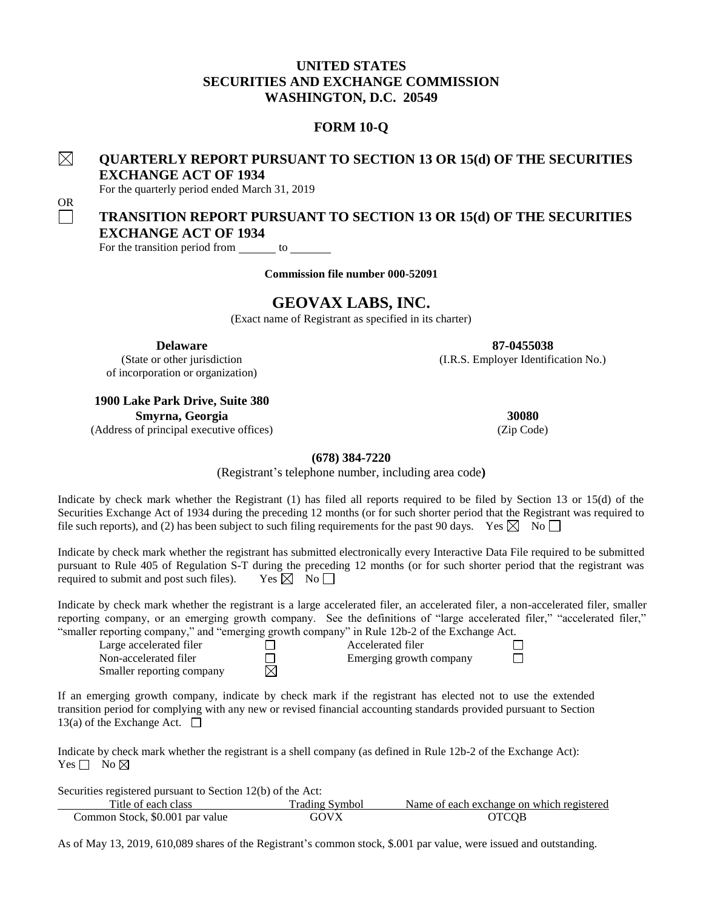# UNITED STATES
# SECURITIES AND EXCHANGE COMMISSION
# WASHINGTON, D.C. 20549

## FORM 10-Q

☒ **QUARTERLY REPORT PURSUANT TO SECTION 13 OR 15(d) OF THE SECURITIES EXCHANGE ACT OF 1934**

For the quarterly period ended March 31, 2019

OR

☐ **TRANSITION REPORT PURSUANT TO SECTION 13 OR 15(d) OF THE SECURITIES EXCHANGE ACT OF 1934**

For the transition period from \_\_\_\_\_\_ to \_\_\_\_\_\_\_

**Commission file number 000-52091**

## GEOVAX LABS, INC.

(Exact name of Registrant as specified in its charter)

| **Delaware** | **87-0455038** |
|---|---|
| (State or other jurisdiction of incorporation or organization) | (I.R.S. Employer Identification No.) |

| **1900 Lake Park Drive, Suite 380 Smyrna, Georgia** | **30080** |
|---|---|
| (Address of principal executive offices) | (Zip Code) |

**(678) 384-7220**

(Registrant's telephone number, including area code**)**

Indicate by check mark whether the Registrant (1) has filed all reports required to be filed by Section 13 or 15(d) of the Securities Exchange Act of 1934 during the preceding 12 months (or for such shorter period that the Registrant was required to file such reports), and (2) has been subject to such filing requirements for the past 90 days. Yes ☒ No ☐

Indicate by check mark whether the registrant has submitted electronically every Interactive Data File required to be submitted pursuant to Rule 405 of Regulation S-T during the preceding 12 months (or for such shorter period that the registrant was required to submit and post such files). Yes ☒ No ☐

Indicate by check mark whether the registrant is a large accelerated filer, an accelerated filer, a non-accelerated filer, smaller reporting company, or an emerging growth company. See the definitions of "large accelerated filer," "accelerated filer," "smaller reporting company," and "emerging growth company" in Rule 12b-2 of the Exchange Act.

| | | | |
|---|---|---|---|
| Large accelerated filer | ☐ | Accelerated filer | ☐ |
| Non-accelerated filer | ☐ | Emerging growth company | ☐ |
| Smaller reporting company | ☒ | | |

If an emerging growth company, indicate by check mark if the registrant has elected not to use the extended transition period for complying with any new or revised financial accounting standards provided pursuant to Section 13(a) of the Exchange Act. ☐

Indicate by check mark whether the registrant is a shell company (as defined in Rule 12b-2 of the Exchange Act):
Yes ☐ No ☒

Securities registered pursuant to Section 12(b) of the Act:

| Title of each class | Trading Symbol | Name of each exchange on which registered |
|---|---|---|
| Common Stock, $0.001 par value | GOVX | OTCQB |

As of May 13, 2019, 610,089 shares of the Registrant's common stock, $.001 par value, were issued and outstanding.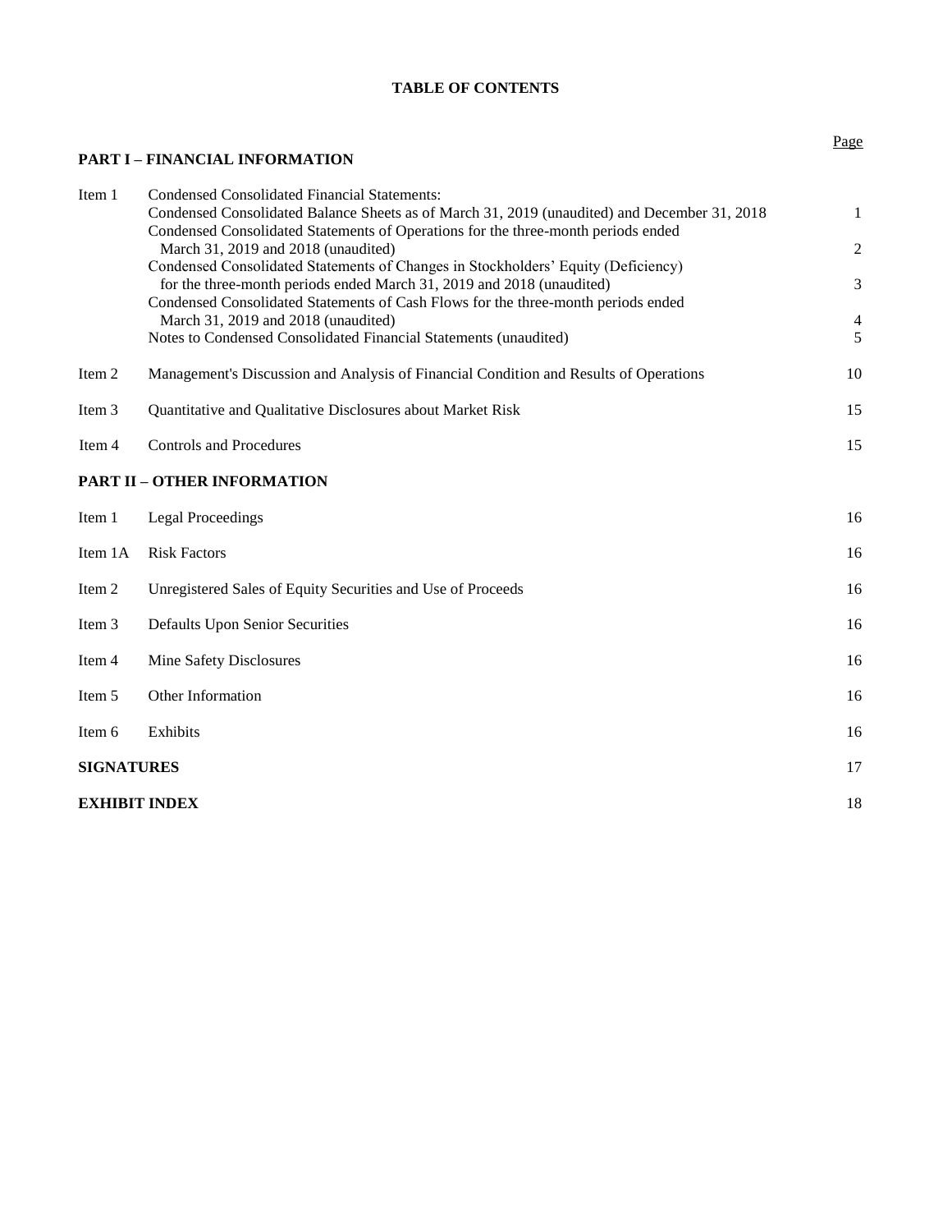**TABLE OF CONTENTS**

| | | Page |
|---|---|---|
| **PART I – FINANCIAL INFORMATION** | | |
| Item 1 | Condensed Consolidated Financial Statements: | |
| | Condensed Consolidated Balance Sheets as of March 31, 2019 (unaudited) and December 31, 2018 | 1 |
| | Condensed Consolidated Statements of Operations for the three-month periods ended March 31, 2019 and 2018 (unaudited) | 2 |
| | Condensed Consolidated Statements of Changes in Stockholders' Equity (Deficiency) for the three-month periods ended March 31, 2019 and 2018 (unaudited) | 3 |
| | Condensed Consolidated Statements of Cash Flows for the three-month periods ended March 31, 2019 and 2018 (unaudited) | 4 |
| | Notes to Condensed Consolidated Financial Statements (unaudited) | 5 |
| Item 2 | Management's Discussion and Analysis of Financial Condition and Results of Operations | 10 |
| Item 3 | Quantitative and Qualitative Disclosures about Market Risk | 15 |
| Item 4 | Controls and Procedures | 15 |
| **PART II – OTHER INFORMATION** | | |
| Item 1 | Legal Proceedings | 16 |
| Item 1A | Risk Factors | 16 |
| Item 2 | Unregistered Sales of Equity Securities and Use of Proceeds | 16 |
| Item 3 | Defaults Upon Senior Securities | 16 |
| Item 4 | Mine Safety Disclosures | 16 |
| Item 5 | Other Information | 16 |
| Item 6 | Exhibits | 16 |
| **SIGNATURES** | | 17 |
| **EXHIBIT INDEX** | | 18 |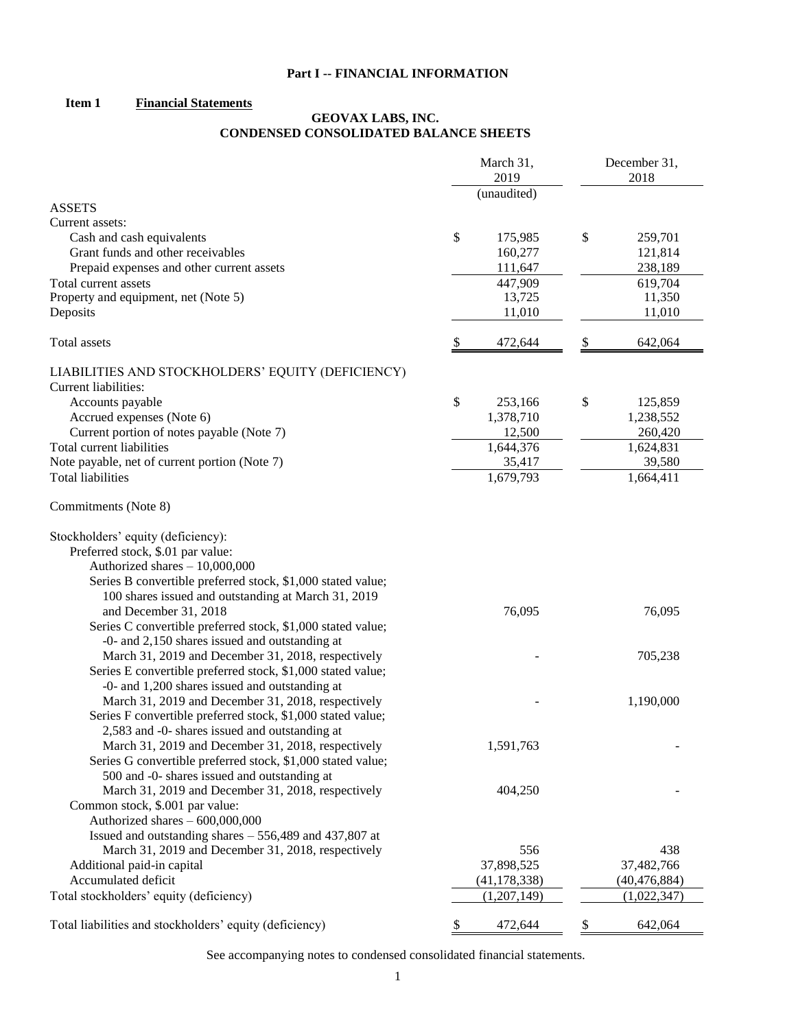## Part I -- FINANCIAL INFORMATION

**Item 1 Financial Statements**

### GEOVAX LABS, INC.
### CONDENSED CONSOLIDATED BALANCE SHEETS

| | March 31, 2019 (unaudited) | December 31, 2018 |
|---|---|---|
| ASSETS | | |
| Current assets: | | |
| Cash and cash equivalents | $ 175,985 | $ 259,701 |
| Grant funds and other receivables | 160,277 | 121,814 |
| Prepaid expenses and other current assets | 111,647 | 238,189 |
| Total current assets | 447,909 | 619,704 |
| Property and equipment, net (Note 5) | 13,725 | 11,350 |
| Deposits | 11,010 | 11,010 |
| Total assets | $ 472,644 | $ 642,064 |
| LIABILITIES AND STOCKHOLDERS' EQUITY (DEFICIENCY) | | |
| Current liabilities: | | |
| Accounts payable | $ 253,166 | $ 125,859 |
| Accrued expenses (Note 6) | 1,378,710 | 1,238,552 |
| Current portion of notes payable (Note 7) | 12,500 | 260,420 |
| Total current liabilities | 1,644,376 | 1,624,831 |
| Note payable, net of current portion (Note 7) | 35,417 | 39,580 |
| Total liabilities | 1,679,793 | 1,664,411 |
| Commitments (Note 8) | | |
| Stockholders' equity (deficiency): | | |
| Preferred stock, $.01 par value: | | |
| Authorized shares – 10,000,000 | | |
| Series B convertible preferred stock, $1,000 stated value; 100 shares issued and outstanding at March 31, 2019 and December 31, 2018 | 76,095 | 76,095 |
| Series C convertible preferred stock, $1,000 stated value; -0- and 2,150 shares issued and outstanding at March 31, 2019 and December 31, 2018, respectively | - | 705,238 |
| Series E convertible preferred stock, $1,000 stated value; -0- and 1,200 shares issued and outstanding at March 31, 2019 and December 31, 2018, respectively | - | 1,190,000 |
| Series F convertible preferred stock, $1,000 stated value; 2,583 and -0- shares issued and outstanding at March 31, 2019 and December 31, 2018, respectively | 1,591,763 | - |
| Series G convertible preferred stock, $1,000 stated value; 500 and -0- shares issued and outstanding at March 31, 2019 and December 31, 2018, respectively | 404,250 | - |
| Common stock, $.001 par value: | | |
| Authorized shares – 600,000,000 | | |
| Issued and outstanding shares – 556,489 and 437,807 at March 31, 2019 and December 31, 2018, respectively | 556 | 438 |
| Additional paid-in capital | 37,898,525 | 37,482,766 |
| Accumulated deficit | (41,178,338) | (40,476,884) |
| Total stockholders' equity (deficiency) | (1,207,149) | (1,022,347) |
| Total liabilities and stockholders' equity (deficiency) | $ 472,644 | $ 642,064 |

See accompanying notes to condensed consolidated financial statements.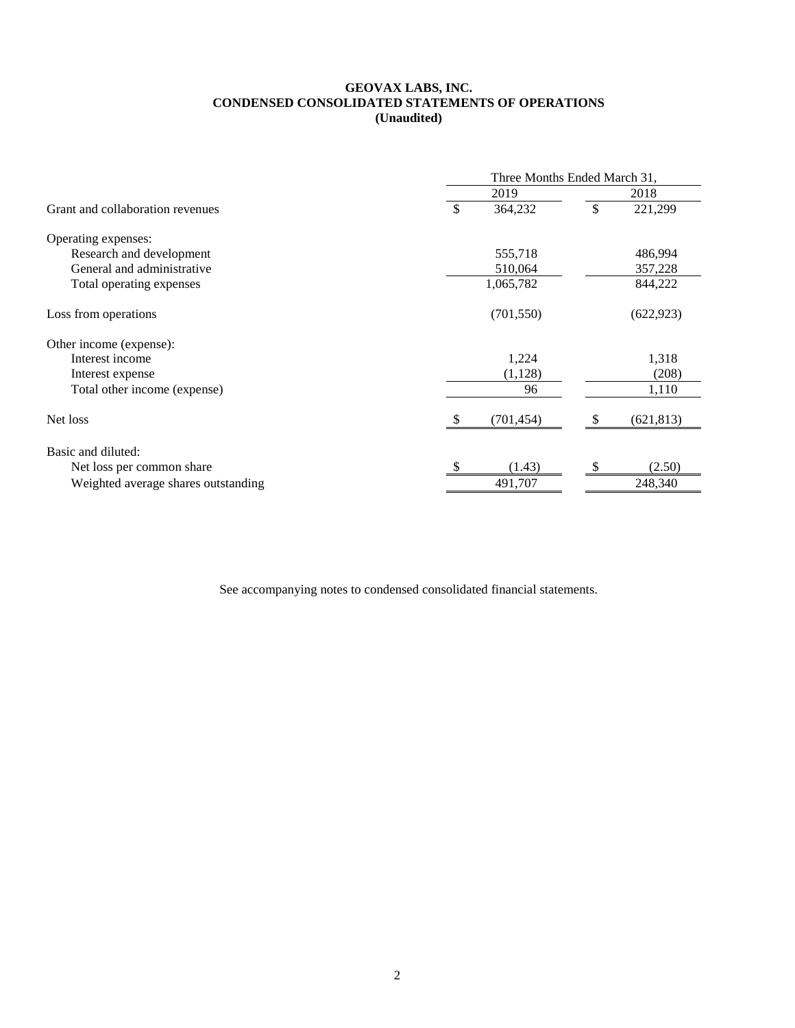**GEOVAX LABS, INC.**
**CONDENSED CONSOLIDATED STATEMENTS OF OPERATIONS**
**(Unaudited)**

| | Three Months Ended March 31, | |
|---|---|---|
| | 2019 | 2018 |
| Grant and collaboration revenues | $ 364,232 | $ 221,299 |
| Operating expenses: | | |
| Research and development | 555,718 | 486,994 |
| General and administrative | 510,064 | 357,228 |
| Total operating expenses | 1,065,782 | 844,222 |
| Loss from operations | (701,550) | (622,923) |
| Other income (expense): | | |
| Interest income | 1,224 | 1,318 |
| Interest expense | (1,128) | (208) |
| Total other income (expense) | 96 | 1,110 |
| Net loss | $ (701,454) | $ (621,813) |
| Basic and diluted: | | |
| Net loss per common share | $ (1.43) | $ (2.50) |
| Weighted average shares outstanding | 491,707 | 248,340 |

See accompanying notes to condensed consolidated financial statements.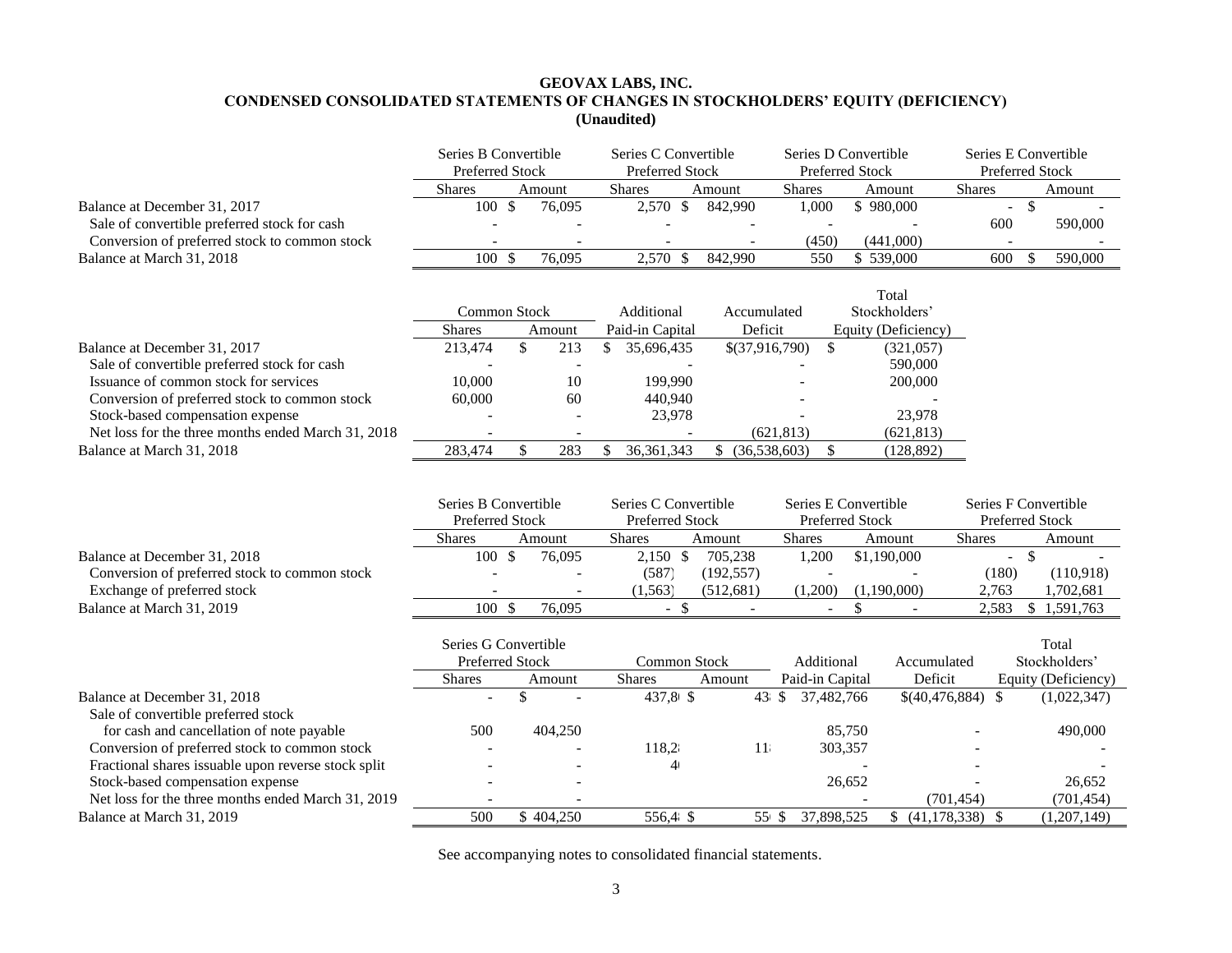# GEOVAX LABS, INC.
## CONDENSED CONSOLIDATED STATEMENTS OF CHANGES IN STOCKHOLDERS' EQUITY (DEFICIENCY)
**(Unaudited)**

| | Series B Convertible Preferred Stock | | Series C Convertible Preferred Stock | | Series D Convertible Preferred Stock | | Series E Convertible Preferred Stock | |
|---|---|---|---|---|---|---|---|---|
| | Shares | Amount | Shares | Amount | Shares | Amount | Shares | Amount |
| Balance at December 31, 2017 | 100 | $ 76,095 | 2,570 | $ 842,990 | 1,000 | $ 980,000 | - | $ - |
| Sale of convertible preferred stock for cash | - | - | - | - | - | - | 600 | 590,000 |
| Conversion of preferred stock to common stock | - | - | - | - | (450) | (441,000) | - | - |
| Balance at March 31, 2018 | 100 | $ 76,095 | 2,570 | $ 842,990 | 550 | $ 539,000 | 600 | $ 590,000 |

| | Common Stock | | Additional Paid-in Capital | Accumulated Deficit | Total Stockholders' Equity (Deficiency) |
|---|---|---|---|---|---|
| | Shares | Amount | | | |
| Balance at December 31, 2017 | 213,474 | $ 213 | $ 35,696,435 | $(37,916,790) | $ (321,057) |
| Sale of convertible preferred stock for cash | - | - | - | - | 590,000 |
| Issuance of common stock for services | 10,000 | 10 | 199,990 | - | 200,000 |
| Conversion of preferred stock to common stock | 60,000 | 60 | 440,940 | - | - |
| Stock-based compensation expense | - | - | 23,978 | - | 23,978 |
| Net loss for the three months ended March 31, 2018 | - | - | - | (621,813) | (621,813) |
| Balance at March 31, 2018 | 283,474 | $ 283 | $ 36,361,343 | $ (36,538,603) | $ (128,892) |

| | Series B Convertible Preferred Stock | | Series C Convertible Preferred Stock | | Series E Convertible Preferred Stock | | Series F Convertible Preferred Stock | |
|---|---|---|---|---|---|---|---|---|
| | Shares | Amount | Shares | Amount | Shares | Amount | Shares | Amount |
| Balance at December 31, 2018 | 100 | $ 76,095 | 2,150 | $ 705,238 | 1,200 | $1,190,000 | - | $ - |
| Conversion of preferred stock to common stock | - | - | (587) | (192,557) | - | - | (180) | (110,918) |
| Exchange of preferred stock | - | - | (1,563) | (512,681) | (1,200) | (1,190,000) | 2,763 | 1,702,681 |
| Balance at March 31, 2019 | 100 | $ 76,095 | - | $ - | - | $ - | 2,583 | $ 1,591,763 |

| | Series G Convertible Preferred Stock | | Common Stock | | Additional Paid-in Capital | Accumulated Deficit | Total Stockholders' Equity (Deficiency) |
|---|---|---|---|---|---|---|---|
| | Shares | Amount | Shares | Amount | | | |
| Balance at December 31, 2018 | - | $ - | 437,8 | $ 43 | $ 37,482,766 | $(40,476,884) | $ (1,022,347) |
| Sale of convertible preferred stock for cash and cancellation of note payable | 500 | 404,250 | | | 85,750 | - | 490,000 |
| Conversion of preferred stock to common stock | - | - | 118,2 | 11 | 303,357 | - | - |
| Fractional shares issuable upon reverse stock split | - | - | 4 | | - | - | - |
| Stock-based compensation expense | - | - | | | 26,652 | - | 26,652 |
| Net loss for the three months ended March 31, 2019 | - | - | | | - | (701,454) | (701,454) |
| Balance at March 31, 2019 | 500 | $ 404,250 | 556,4 | $ 55 | $ 37,898,525 | $ (41,178,338) | $ (1,207,149) |

See accompanying notes to consolidated financial statements.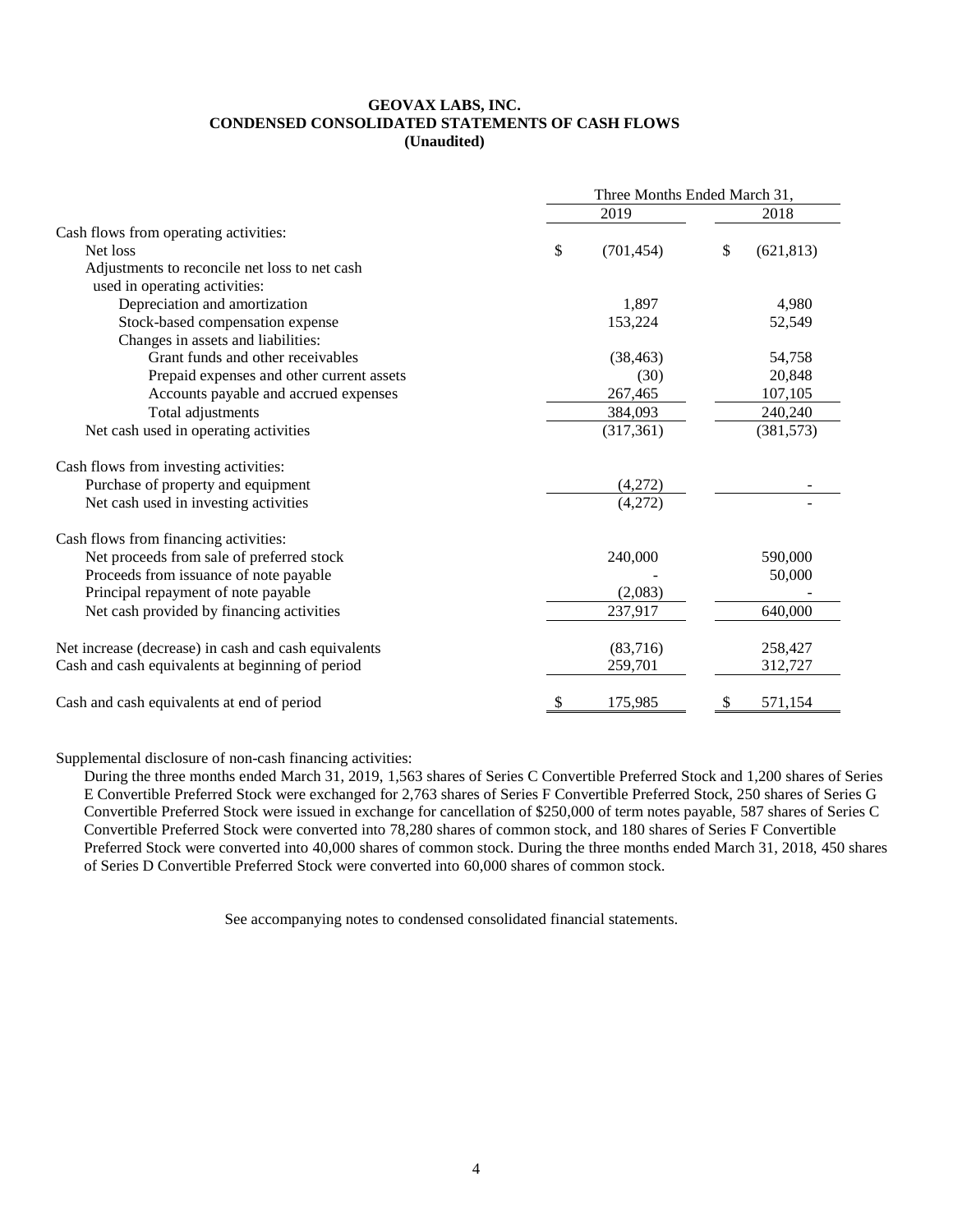**GEOVAX LABS, INC.**
**CONDENSED CONSOLIDATED STATEMENTS OF CASH FLOWS**
**(Unaudited)**

| | Three Months Ended March 31, | |
|---|---|---|
| | 2019 | 2018 |
| Cash flows from operating activities: | | |
| Net loss | $ (701,454) | $ (621,813) |
| Adjustments to reconcile net loss to net cash used in operating activities: | | |
| Depreciation and amortization | 1,897 | 4,980 |
| Stock-based compensation expense | 153,224 | 52,549 |
| Changes in assets and liabilities: | | |
| Grant funds and other receivables | (38,463) | 54,758 |
| Prepaid expenses and other current assets | (30) | 20,848 |
| Accounts payable and accrued expenses | 267,465 | 107,105 |
| Total adjustments | 384,093 | 240,240 |
| Net cash used in operating activities | (317,361) | (381,573) |
| Cash flows from investing activities: | | |
| Purchase of property and equipment | (4,272) | - |
| Net cash used in investing activities | (4,272) | - |
| Cash flows from financing activities: | | |
| Net proceeds from sale of preferred stock | 240,000 | 590,000 |
| Proceeds from issuance of note payable | - | 50,000 |
| Principal repayment of note payable | (2,083) | - |
| Net cash provided by financing activities | 237,917 | 640,000 |
| Net increase (decrease) in cash and cash equivalents | (83,716) | 258,427 |
| Cash and cash equivalents at beginning of period | 259,701 | 312,727 |
| Cash and cash equivalents at end of period | $ 175,985 | $ 571,154 |

Supplemental disclosure of non-cash financing activities:

During the three months ended March 31, 2019, 1,563 shares of Series C Convertible Preferred Stock and 1,200 shares of Series E Convertible Preferred Stock were exchanged for 2,763 shares of Series F Convertible Preferred Stock, 250 shares of Series G Convertible Preferred Stock were issued in exchange for cancellation of $250,000 of term notes payable, 587 shares of Series C Convertible Preferred Stock were converted into 78,280 shares of common stock, and 180 shares of Series F Convertible Preferred Stock were converted into 40,000 shares of common stock. During the three months ended March 31, 2018, 450 shares of Series D Convertible Preferred Stock were converted into 60,000 shares of common stock.

See accompanying notes to condensed consolidated financial statements.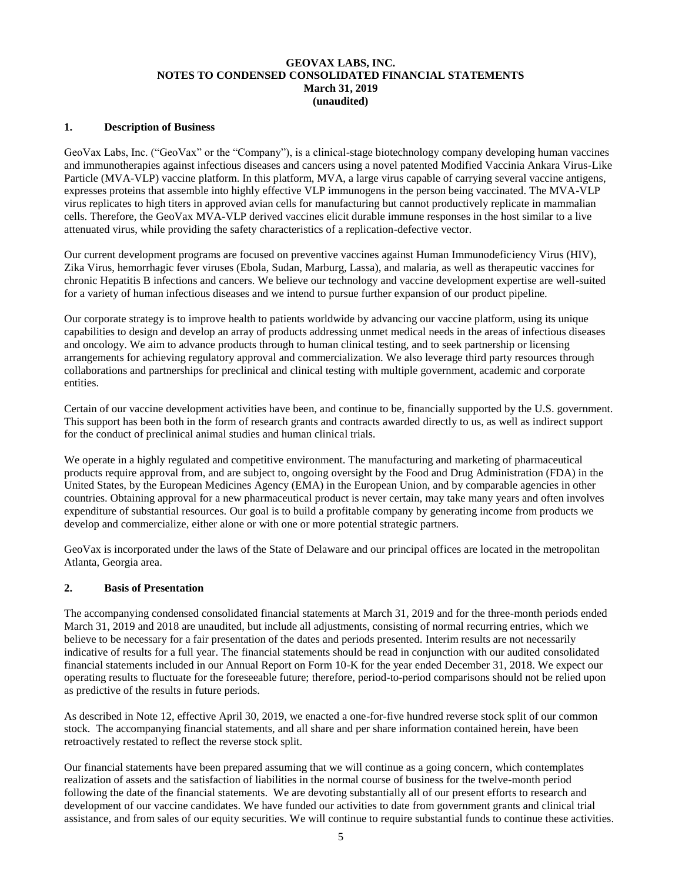**GEOVAX LABS, INC.**
**NOTES TO CONDENSED CONSOLIDATED FINANCIAL STATEMENTS**
**March 31, 2019**
**(unaudited)**

## 1. Description of Business

GeoVax Labs, Inc. ("GeoVax" or the "Company"), is a clinical-stage biotechnology company developing human vaccines and immunotherapies against infectious diseases and cancers using a novel patented Modified Vaccinia Ankara Virus-Like Particle (MVA-VLP) vaccine platform. In this platform, MVA, a large virus capable of carrying several vaccine antigens, expresses proteins that assemble into highly effective VLP immunogens in the person being vaccinated. The MVA-VLP virus replicates to high titers in approved avian cells for manufacturing but cannot productively replicate in mammalian cells. Therefore, the GeoVax MVA-VLP derived vaccines elicit durable immune responses in the host similar to a live attenuated virus, while providing the safety characteristics of a replication-defective vector.

Our current development programs are focused on preventive vaccines against Human Immunodeficiency Virus (HIV), Zika Virus, hemorrhagic fever viruses (Ebola, Sudan, Marburg, Lassa), and malaria, as well as therapeutic vaccines for chronic Hepatitis B infections and cancers. We believe our technology and vaccine development expertise are well-suited for a variety of human infectious diseases and we intend to pursue further expansion of our product pipeline.

Our corporate strategy is to improve health to patients worldwide by advancing our vaccine platform, using its unique capabilities to design and develop an array of products addressing unmet medical needs in the areas of infectious diseases and oncology. We aim to advance products through to human clinical testing, and to seek partnership or licensing arrangements for achieving regulatory approval and commercialization. We also leverage third party resources through collaborations and partnerships for preclinical and clinical testing with multiple government, academic and corporate entities.

Certain of our vaccine development activities have been, and continue to be, financially supported by the U.S. government. This support has been both in the form of research grants and contracts awarded directly to us, as well as indirect support for the conduct of preclinical animal studies and human clinical trials.

We operate in a highly regulated and competitive environment. The manufacturing and marketing of pharmaceutical products require approval from, and are subject to, ongoing oversight by the Food and Drug Administration (FDA) in the United States, by the European Medicines Agency (EMA) in the European Union, and by comparable agencies in other countries. Obtaining approval for a new pharmaceutical product is never certain, may take many years and often involves expenditure of substantial resources. Our goal is to build a profitable company by generating income from products we develop and commercialize, either alone or with one or more potential strategic partners.

GeoVax is incorporated under the laws of the State of Delaware and our principal offices are located in the metropolitan Atlanta, Georgia area.

## 2. Basis of Presentation

The accompanying condensed consolidated financial statements at March 31, 2019 and for the three-month periods ended March 31, 2019 and 2018 are unaudited, but include all adjustments, consisting of normal recurring entries, which we believe to be necessary for a fair presentation of the dates and periods presented. Interim results are not necessarily indicative of results for a full year. The financial statements should be read in conjunction with our audited consolidated financial statements included in our Annual Report on Form 10-K for the year ended December 31, 2018. We expect our operating results to fluctuate for the foreseeable future; therefore, period-to-period comparisons should not be relied upon as predictive of the results in future periods.

As described in Note 12, effective April 30, 2019, we enacted a one-for-five hundred reverse stock split of our common stock. The accompanying financial statements, and all share and per share information contained herein, have been retroactively restated to reflect the reverse stock split.

Our financial statements have been prepared assuming that we will continue as a going concern, which contemplates realization of assets and the satisfaction of liabilities in the normal course of business for the twelve-month period following the date of the financial statements. We are devoting substantially all of our present efforts to research and development of our vaccine candidates. We have funded our activities to date from government grants and clinical trial assistance, and from sales of our equity securities. We will continue to require substantial funds to continue these activities.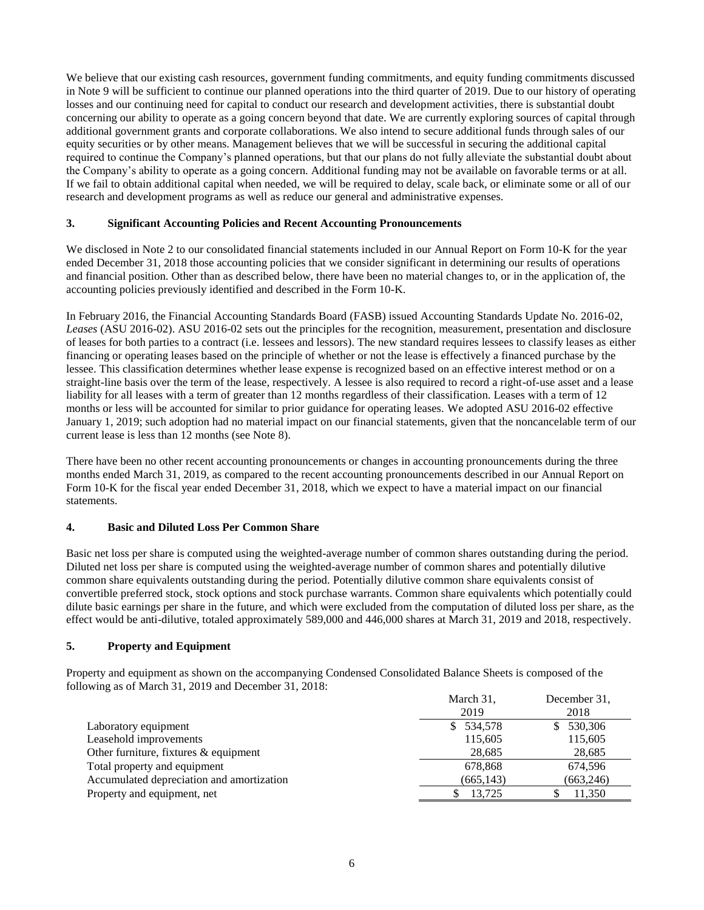We believe that our existing cash resources, government funding commitments, and equity funding commitments discussed in Note 9 will be sufficient to continue our planned operations into the third quarter of 2019. Due to our history of operating losses and our continuing need for capital to conduct our research and development activities, there is substantial doubt concerning our ability to operate as a going concern beyond that date. We are currently exploring sources of capital through additional government grants and corporate collaborations. We also intend to secure additional funds through sales of our equity securities or by other means. Management believes that we will be successful in securing the additional capital required to continue the Company's planned operations, but that our plans do not fully alleviate the substantial doubt about the Company's ability to operate as a going concern. Additional funding may not be available on favorable terms or at all. If we fail to obtain additional capital when needed, we will be required to delay, scale back, or eliminate some or all of our research and development programs as well as reduce our general and administrative expenses.

## 3. Significant Accounting Policies and Recent Accounting Pronouncements

We disclosed in Note 2 to our consolidated financial statements included in our Annual Report on Form 10-K for the year ended December 31, 2018 those accounting policies that we consider significant in determining our results of operations and financial position. Other than as described below, there have been no material changes to, or in the application of, the accounting policies previously identified and described in the Form 10-K.

In February 2016, the Financial Accounting Standards Board (FASB) issued Accounting Standards Update No. 2016-02, *Leases* (ASU 2016-02). ASU 2016-02 sets out the principles for the recognition, measurement, presentation and disclosure of leases for both parties to a contract (i.e. lessees and lessors). The new standard requires lessees to classify leases as either financing or operating leases based on the principle of whether or not the lease is effectively a financed purchase by the lessee. This classification determines whether lease expense is recognized based on an effective interest method or on a straight-line basis over the term of the lease, respectively. A lessee is also required to record a right-of-use asset and a lease liability for all leases with a term of greater than 12 months regardless of their classification. Leases with a term of 12 months or less will be accounted for similar to prior guidance for operating leases. We adopted ASU 2016-02 effective January 1, 2019; such adoption had no material impact on our financial statements, given that the noncancelable term of our current lease is less than 12 months (see Note 8).

There have been no other recent accounting pronouncements or changes in accounting pronouncements during the three months ended March 31, 2019, as compared to the recent accounting pronouncements described in our Annual Report on Form 10-K for the fiscal year ended December 31, 2018, which we expect to have a material impact on our financial statements.

## 4. Basic and Diluted Loss Per Common Share

Basic net loss per share is computed using the weighted-average number of common shares outstanding during the period. Diluted net loss per share is computed using the weighted-average number of common shares and potentially dilutive common share equivalents outstanding during the period. Potentially dilutive common share equivalents consist of convertible preferred stock, stock options and stock purchase warrants. Common share equivalents which potentially could dilute basic earnings per share in the future, and which were excluded from the computation of diluted loss per share, as the effect would be anti-dilutive, totaled approximately 589,000 and 446,000 shares at March 31, 2019 and 2018, respectively.

## 5. Property and Equipment

Property and equipment as shown on the accompanying Condensed Consolidated Balance Sheets is composed of the following as of March 31, 2019 and December 31, 2018:

| | March 31, 2019 | December 31, 2018 |
|---|---|---|
| Laboratory equipment | $ 534,578 | $ 530,306 |
| Leasehold improvements | 115,605 | 115,605 |
| Other furniture, fixtures & equipment | 28,685 | 28,685 |
| Total property and equipment | 678,868 | 674,596 |
| Accumulated depreciation and amortization | (665,143) | (663,246) |
| Property and equipment, net | $ 13,725 | $ 11,350 |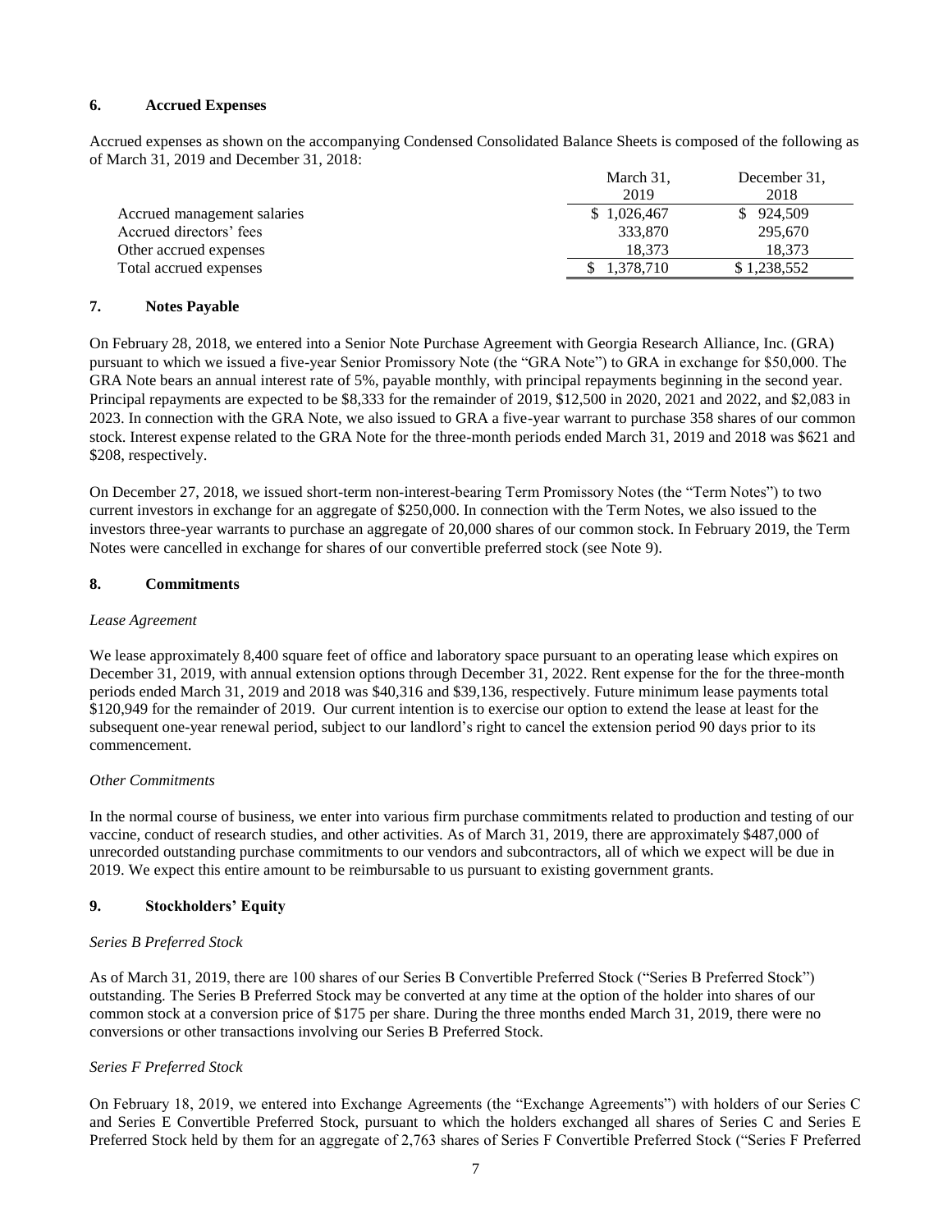## 6. Accrued Expenses

Accrued expenses as shown on the accompanying Condensed Consolidated Balance Sheets is composed of the following as of March 31, 2019 and December 31, 2018:

| | March 31, 2019 | December 31, 2018 |
|---|---|---|
| Accrued management salaries | $ 1,026,467 | $ 924,509 |
| Accrued directors' fees | 333,870 | 295,670 |
| Other accrued expenses | 18,373 | 18,373 |
| Total accrued expenses | $ 1,378,710 | $ 1,238,552 |

## 7. Notes Payable

On February 28, 2018, we entered into a Senior Note Purchase Agreement with Georgia Research Alliance, Inc. (GRA) pursuant to which we issued a five-year Senior Promissory Note (the "GRA Note") to GRA in exchange for $50,000. The GRA Note bears an annual interest rate of 5%, payable monthly, with principal repayments beginning in the second year. Principal repayments are expected to be $8,333 for the remainder of 2019, $12,500 in 2020, 2021 and 2022, and $2,083 in 2023. In connection with the GRA Note, we also issued to GRA a five-year warrant to purchase 358 shares of our common stock. Interest expense related to the GRA Note for the three-month periods ended March 31, 2019 and 2018 was $621 and $208, respectively.

On December 27, 2018, we issued short-term non-interest-bearing Term Promissory Notes (the "Term Notes") to two current investors in exchange for an aggregate of $250,000. In connection with the Term Notes, we also issued to the investors three-year warrants to purchase an aggregate of 20,000 shares of our common stock. In February 2019, the Term Notes were cancelled in exchange for shares of our convertible preferred stock (see Note 9).

## 8. Commitments

*Lease Agreement*

We lease approximately 8,400 square feet of office and laboratory space pursuant to an operating lease which expires on December 31, 2019, with annual extension options through December 31, 2022. Rent expense for the for the three-month periods ended March 31, 2019 and 2018 was $40,316 and $39,136, respectively. Future minimum lease payments total $120,949 for the remainder of 2019. Our current intention is to exercise our option to extend the lease at least for the subsequent one-year renewal period, subject to our landlord's right to cancel the extension period 90 days prior to its commencement.

*Other Commitments*

In the normal course of business, we enter into various firm purchase commitments related to production and testing of our vaccine, conduct of research studies, and other activities. As of March 31, 2019, there are approximately $487,000 of unrecorded outstanding purchase commitments to our vendors and subcontractors, all of which we expect will be due in 2019. We expect this entire amount to be reimbursable to us pursuant to existing government grants.

## 9. Stockholders' Equity

*Series B Preferred Stock*

As of March 31, 2019, there are 100 shares of our Series B Convertible Preferred Stock ("Series B Preferred Stock") outstanding. The Series B Preferred Stock may be converted at any time at the option of the holder into shares of our common stock at a conversion price of $175 per share. During the three months ended March 31, 2019, there were no conversions or other transactions involving our Series B Preferred Stock.

*Series F Preferred Stock*

On February 18, 2019, we entered into Exchange Agreements (the "Exchange Agreements") with holders of our Series C and Series E Convertible Preferred Stock, pursuant to which the holders exchanged all shares of Series C and Series E Preferred Stock held by them for an aggregate of 2,763 shares of Series F Convertible Preferred Stock ("Series F Preferred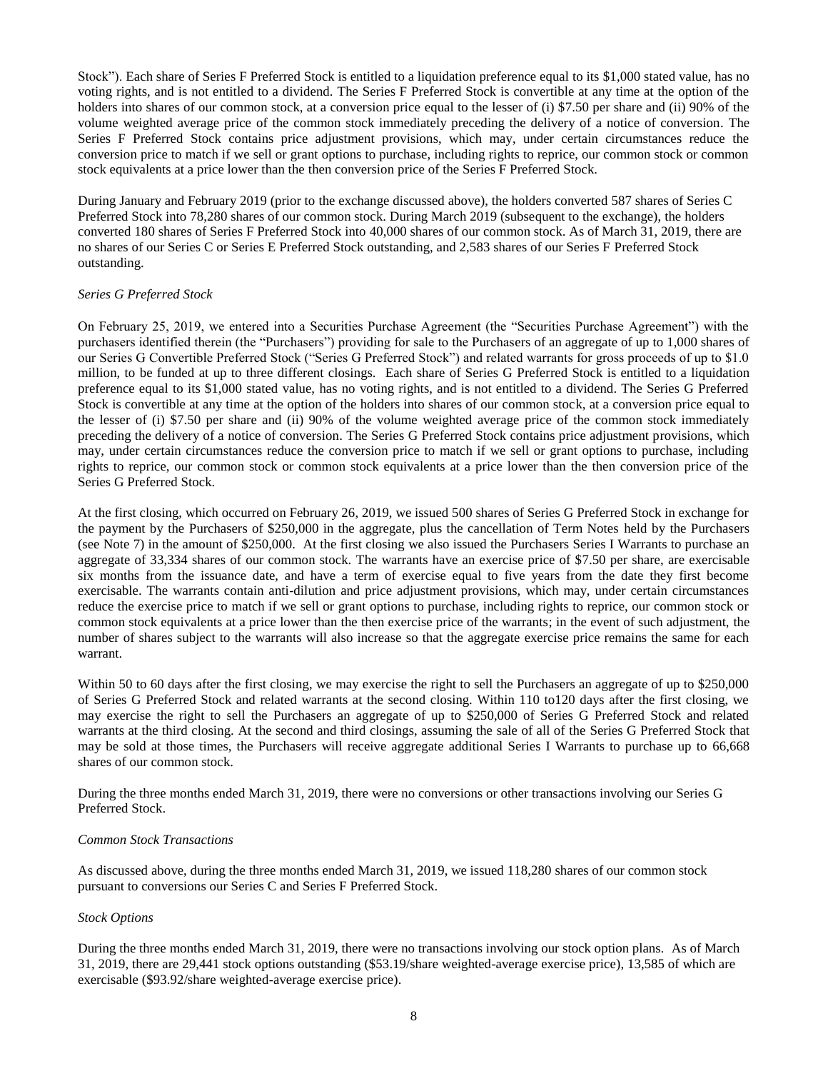Stock"). Each share of Series F Preferred Stock is entitled to a liquidation preference equal to its $1,000 stated value, has no voting rights, and is not entitled to a dividend. The Series F Preferred Stock is convertible at any time at the option of the holders into shares of our common stock, at a conversion price equal to the lesser of (i) $7.50 per share and (ii) 90% of the volume weighted average price of the common stock immediately preceding the delivery of a notice of conversion. The Series F Preferred Stock contains price adjustment provisions, which may, under certain circumstances reduce the conversion price to match if we sell or grant options to purchase, including rights to reprice, our common stock or common stock equivalents at a price lower than the then conversion price of the Series F Preferred Stock.

During January and February 2019 (prior to the exchange discussed above), the holders converted 587 shares of Series C Preferred Stock into 78,280 shares of our common stock. During March 2019 (subsequent to the exchange), the holders converted 180 shares of Series F Preferred Stock into 40,000 shares of our common stock. As of March 31, 2019, there are no shares of our Series C or Series E Preferred Stock outstanding, and 2,583 shares of our Series F Preferred Stock outstanding.

*Series G Preferred Stock*

On February 25, 2019, we entered into a Securities Purchase Agreement (the "Securities Purchase Agreement") with the purchasers identified therein (the "Purchasers") providing for sale to the Purchasers of an aggregate of up to 1,000 shares of our Series G Convertible Preferred Stock ("Series G Preferred Stock") and related warrants for gross proceeds of up to $1.0 million, to be funded at up to three different closings. Each share of Series G Preferred Stock is entitled to a liquidation preference equal to its $1,000 stated value, has no voting rights, and is not entitled to a dividend. The Series G Preferred Stock is convertible at any time at the option of the holders into shares of our common stock, at a conversion price equal to the lesser of (i) $7.50 per share and (ii) 90% of the volume weighted average price of the common stock immediately preceding the delivery of a notice of conversion. The Series G Preferred Stock contains price adjustment provisions, which may, under certain circumstances reduce the conversion price to match if we sell or grant options to purchase, including rights to reprice, our common stock or common stock equivalents at a price lower than the then conversion price of the Series G Preferred Stock.

At the first closing, which occurred on February 26, 2019, we issued 500 shares of Series G Preferred Stock in exchange for the payment by the Purchasers of $250,000 in the aggregate, plus the cancellation of Term Notes held by the Purchasers (see Note 7) in the amount of $250,000. At the first closing we also issued the Purchasers Series I Warrants to purchase an aggregate of 33,334 shares of our common stock. The warrants have an exercise price of $7.50 per share, are exercisable six months from the issuance date, and have a term of exercise equal to five years from the date they first become exercisable. The warrants contain anti-dilution and price adjustment provisions, which may, under certain circumstances reduce the exercise price to match if we sell or grant options to purchase, including rights to reprice, our common stock or common stock equivalents at a price lower than the then exercise price of the warrants; in the event of such adjustment, the number of shares subject to the warrants will also increase so that the aggregate exercise price remains the same for each warrant.

Within 50 to 60 days after the first closing, we may exercise the right to sell the Purchasers an aggregate of up to $250,000 of Series G Preferred Stock and related warrants at the second closing. Within 110 to120 days after the first closing, we may exercise the right to sell the Purchasers an aggregate of up to $250,000 of Series G Preferred Stock and related warrants at the third closing. At the second and third closings, assuming the sale of all of the Series G Preferred Stock that may be sold at those times, the Purchasers will receive aggregate additional Series I Warrants to purchase up to 66,668 shares of our common stock.

During the three months ended March 31, 2019, there were no conversions or other transactions involving our Series G Preferred Stock.

*Common Stock Transactions*

As discussed above, during the three months ended March 31, 2019, we issued 118,280 shares of our common stock pursuant to conversions our Series C and Series F Preferred Stock.

*Stock Options*

During the three months ended March 31, 2019, there were no transactions involving our stock option plans. As of March 31, 2019, there are 29,441 stock options outstanding ($53.19/share weighted-average exercise price), 13,585 of which are exercisable ($93.92/share weighted-average exercise price).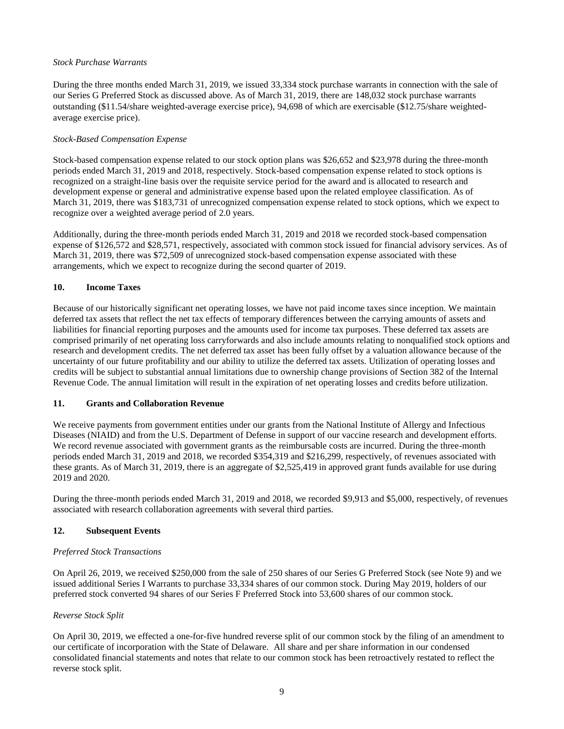*Stock Purchase Warrants*

During the three months ended March 31, 2019, we issued 33,334 stock purchase warrants in connection with the sale of our Series G Preferred Stock as discussed above. As of March 31, 2019, there are 148,032 stock purchase warrants outstanding ($11.54/share weighted-average exercise price), 94,698 of which are exercisable ($12.75/share weighted-average exercise price).

*Stock-Based Compensation Expense*

Stock-based compensation expense related to our stock option plans was $26,652 and $23,978 during the three-month periods ended March 31, 2019 and 2018, respectively. Stock-based compensation expense related to stock options is recognized on a straight-line basis over the requisite service period for the award and is allocated to research and development expense or general and administrative expense based upon the related employee classification. As of March 31, 2019, there was $183,731 of unrecognized compensation expense related to stock options, which we expect to recognize over a weighted average period of 2.0 years.

Additionally, during the three-month periods ended March 31, 2019 and 2018 we recorded stock-based compensation expense of $126,572 and $28,571, respectively, associated with common stock issued for financial advisory services. As of March 31, 2019, there was $72,509 of unrecognized stock-based compensation expense associated with these arrangements, which we expect to recognize during the second quarter of 2019.

## 10. Income Taxes

Because of our historically significant net operating losses, we have not paid income taxes since inception. We maintain deferred tax assets that reflect the net tax effects of temporary differences between the carrying amounts of assets and liabilities for financial reporting purposes and the amounts used for income tax purposes. These deferred tax assets are comprised primarily of net operating loss carryforwards and also include amounts relating to nonqualified stock options and research and development credits. The net deferred tax asset has been fully offset by a valuation allowance because of the uncertainty of our future profitability and our ability to utilize the deferred tax assets. Utilization of operating losses and credits will be subject to substantial annual limitations due to ownership change provisions of Section 382 of the Internal Revenue Code. The annual limitation will result in the expiration of net operating losses and credits before utilization.

## 11. Grants and Collaboration Revenue

We receive payments from government entities under our grants from the National Institute of Allergy and Infectious Diseases (NIAID) and from the U.S. Department of Defense in support of our vaccine research and development efforts. We record revenue associated with government grants as the reimbursable costs are incurred. During the three-month periods ended March 31, 2019 and 2018, we recorded $354,319 and $216,299, respectively, of revenues associated with these grants. As of March 31, 2019, there is an aggregate of $2,525,419 in approved grant funds available for use during 2019 and 2020.

During the three-month periods ended March 31, 2019 and 2018, we recorded $9,913 and $5,000, respectively, of revenues associated with research collaboration agreements with several third parties.

## 12. Subsequent Events

*Preferred Stock Transactions*

On April 26, 2019, we received $250,000 from the sale of 250 shares of our Series G Preferred Stock (see Note 9) and we issued additional Series I Warrants to purchase 33,334 shares of our common stock. During May 2019, holders of our preferred stock converted 94 shares of our Series F Preferred Stock into 53,600 shares of our common stock.

*Reverse Stock Split*

On April 30, 2019, we effected a one-for-five hundred reverse split of our common stock by the filing of an amendment to our certificate of incorporation with the State of Delaware. All share and per share information in our condensed consolidated financial statements and notes that relate to our common stock has been retroactively restated to reflect the reverse stock split.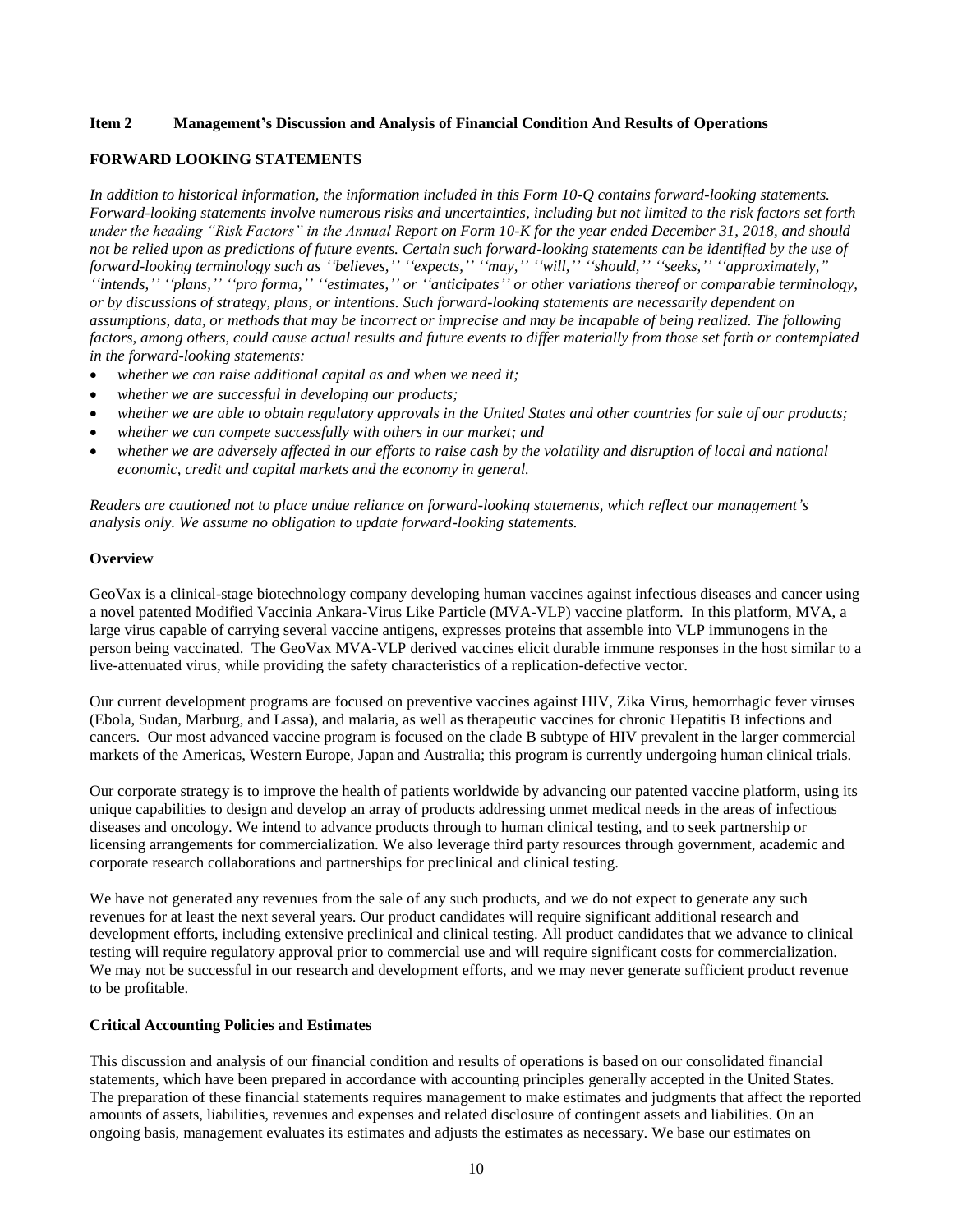## Item 2 Management's Discussion and Analysis of Financial Condition And Results of Operations

### FORWARD LOOKING STATEMENTS

*In addition to historical information, the information included in this Form 10-Q contains forward-looking statements. Forward-looking statements involve numerous risks and uncertainties, including but not limited to the risk factors set forth under the heading "Risk Factors" in the Annual Report on Form 10-K for the year ended December 31, 2018, and should not be relied upon as predictions of future events. Certain such forward-looking statements can be identified by the use of forward-looking terminology such as ''believes,'' ''expects,'' ''may,'' ''will,'' ''should,'' ''seeks,'' ''approximately,'' ''intends,'' ''plans,'' ''pro forma,'' ''estimates,'' or ''anticipates'' or other variations thereof or comparable terminology, or by discussions of strategy, plans, or intentions. Such forward-looking statements are necessarily dependent on assumptions, data, or methods that may be incorrect or imprecise and may be incapable of being realized. The following factors, among others, could cause actual results and future events to differ materially from those set forth or contemplated in the forward-looking statements:*

- *whether we can raise additional capital as and when we need it;*
- *whether we are successful in developing our products;*
- *whether we are able to obtain regulatory approvals in the United States and other countries for sale of our products;*
- *whether we can compete successfully with others in our market; and*
- *whether we are adversely affected in our efforts to raise cash by the volatility and disruption of local and national economic, credit and capital markets and the economy in general.*

*Readers are cautioned not to place undue reliance on forward-looking statements, which reflect our management's analysis only. We assume no obligation to update forward-looking statements.*

### Overview

GeoVax is a clinical-stage biotechnology company developing human vaccines against infectious diseases and cancer using a novel patented Modified Vaccinia Ankara-Virus Like Particle (MVA-VLP) vaccine platform. In this platform, MVA, a large virus capable of carrying several vaccine antigens, expresses proteins that assemble into VLP immunogens in the person being vaccinated. The GeoVax MVA-VLP derived vaccines elicit durable immune responses in the host similar to a live-attenuated virus, while providing the safety characteristics of a replication-defective vector.

Our current development programs are focused on preventive vaccines against HIV, Zika Virus, hemorrhagic fever viruses (Ebola, Sudan, Marburg, and Lassa), and malaria, as well as therapeutic vaccines for chronic Hepatitis B infections and cancers. Our most advanced vaccine program is focused on the clade B subtype of HIV prevalent in the larger commercial markets of the Americas, Western Europe, Japan and Australia; this program is currently undergoing human clinical trials.

Our corporate strategy is to improve the health of patients worldwide by advancing our patented vaccine platform, using its unique capabilities to design and develop an array of products addressing unmet medical needs in the areas of infectious diseases and oncology. We intend to advance products through to human clinical testing, and to seek partnership or licensing arrangements for commercialization. We also leverage third party resources through government, academic and corporate research collaborations and partnerships for preclinical and clinical testing.

We have not generated any revenues from the sale of any such products, and we do not expect to generate any such revenues for at least the next several years. Our product candidates will require significant additional research and development efforts, including extensive preclinical and clinical testing. All product candidates that we advance to clinical testing will require regulatory approval prior to commercial use and will require significant costs for commercialization. We may not be successful in our research and development efforts, and we may never generate sufficient product revenue to be profitable.

### Critical Accounting Policies and Estimates

This discussion and analysis of our financial condition and results of operations is based on our consolidated financial statements, which have been prepared in accordance with accounting principles generally accepted in the United States. The preparation of these financial statements requires management to make estimates and judgments that affect the reported amounts of assets, liabilities, revenues and expenses and related disclosure of contingent assets and liabilities. On an ongoing basis, management evaluates its estimates and adjusts the estimates as necessary. We base our estimates on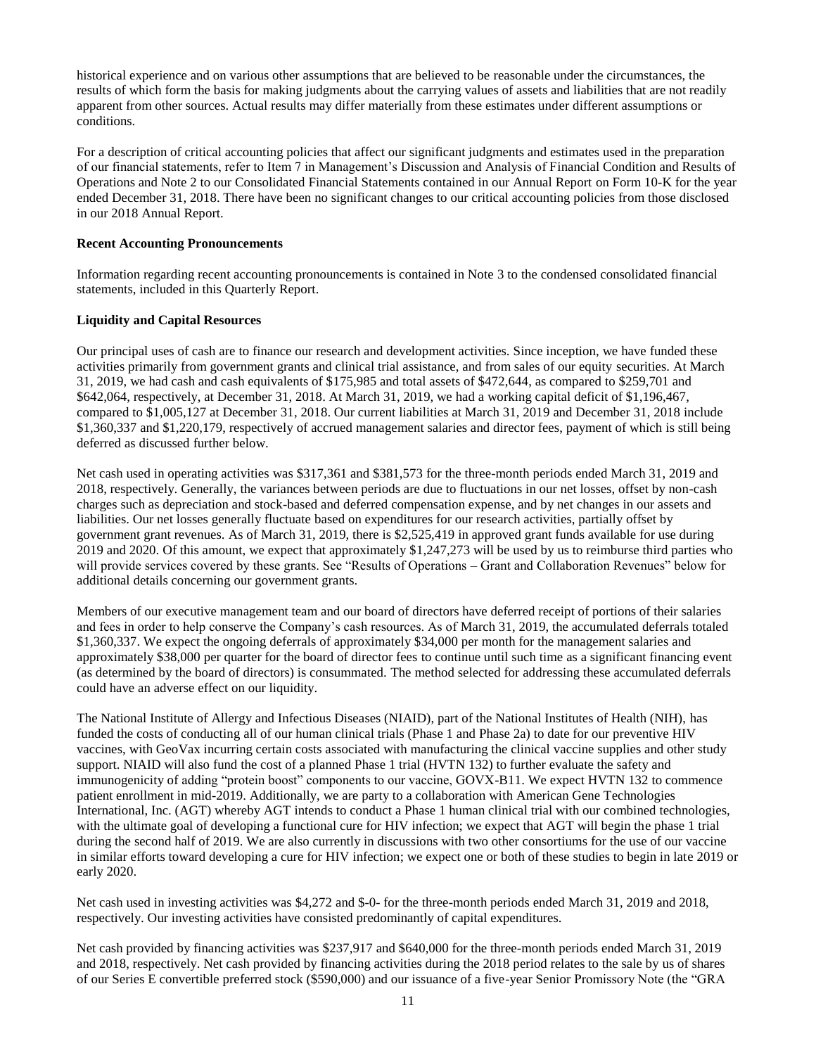historical experience and on various other assumptions that are believed to be reasonable under the circumstances, the results of which form the basis for making judgments about the carrying values of assets and liabilities that are not readily apparent from other sources. Actual results may differ materially from these estimates under different assumptions or conditions.

For a description of critical accounting policies that affect our significant judgments and estimates used in the preparation of our financial statements, refer to Item 7 in Management's Discussion and Analysis of Financial Condition and Results of Operations and Note 2 to our Consolidated Financial Statements contained in our Annual Report on Form 10-K for the year ended December 31, 2018. There have been no significant changes to our critical accounting policies from those disclosed in our 2018 Annual Report.

**Recent Accounting Pronouncements**

Information regarding recent accounting pronouncements is contained in Note 3 to the condensed consolidated financial statements, included in this Quarterly Report.

**Liquidity and Capital Resources**

Our principal uses of cash are to finance our research and development activities. Since inception, we have funded these activities primarily from government grants and clinical trial assistance, and from sales of our equity securities. At March 31, 2019, we had cash and cash equivalents of $175,985 and total assets of $472,644, as compared to $259,701 and $642,064, respectively, at December 31, 2018. At March 31, 2019, we had a working capital deficit of $1,196,467, compared to $1,005,127 at December 31, 2018. Our current liabilities at March 31, 2019 and December 31, 2018 include $1,360,337 and $1,220,179, respectively of accrued management salaries and director fees, payment of which is still being deferred as discussed further below.

Net cash used in operating activities was $317,361 and $381,573 for the three-month periods ended March 31, 2019 and 2018, respectively. Generally, the variances between periods are due to fluctuations in our net losses, offset by non-cash charges such as depreciation and stock-based and deferred compensation expense, and by net changes in our assets and liabilities. Our net losses generally fluctuate based on expenditures for our research activities, partially offset by government grant revenues. As of March 31, 2019, there is $2,525,419 in approved grant funds available for use during 2019 and 2020. Of this amount, we expect that approximately $1,247,273 will be used by us to reimburse third parties who will provide services covered by these grants. See "Results of Operations – Grant and Collaboration Revenues" below for additional details concerning our government grants.

Members of our executive management team and our board of directors have deferred receipt of portions of their salaries and fees in order to help conserve the Company's cash resources. As of March 31, 2019, the accumulated deferrals totaled $1,360,337. We expect the ongoing deferrals of approximately $34,000 per month for the management salaries and approximately $38,000 per quarter for the board of director fees to continue until such time as a significant financing event (as determined by the board of directors) is consummated. The method selected for addressing these accumulated deferrals could have an adverse effect on our liquidity.

The National Institute of Allergy and Infectious Diseases (NIAID), part of the National Institutes of Health (NIH), has funded the costs of conducting all of our human clinical trials (Phase 1 and Phase 2a) to date for our preventive HIV vaccines, with GeoVax incurring certain costs associated with manufacturing the clinical vaccine supplies and other study support. NIAID will also fund the cost of a planned Phase 1 trial (HVTN 132) to further evaluate the safety and immunogenicity of adding "protein boost" components to our vaccine, GOVX-B11. We expect HVTN 132 to commence patient enrollment in mid-2019. Additionally, we are party to a collaboration with American Gene Technologies International, Inc. (AGT) whereby AGT intends to conduct a Phase 1 human clinical trial with our combined technologies, with the ultimate goal of developing a functional cure for HIV infection; we expect that AGT will begin the phase 1 trial during the second half of 2019. We are also currently in discussions with two other consortiums for the use of our vaccine in similar efforts toward developing a cure for HIV infection; we expect one or both of these studies to begin in late 2019 or early 2020.

Net cash used in investing activities was $4,272 and $-0- for the three-month periods ended March 31, 2019 and 2018, respectively. Our investing activities have consisted predominantly of capital expenditures.

Net cash provided by financing activities was $237,917 and $640,000 for the three-month periods ended March 31, 2019 and 2018, respectively. Net cash provided by financing activities during the 2018 period relates to the sale by us of shares of our Series E convertible preferred stock ($590,000) and our issuance of a five-year Senior Promissory Note (the "GRA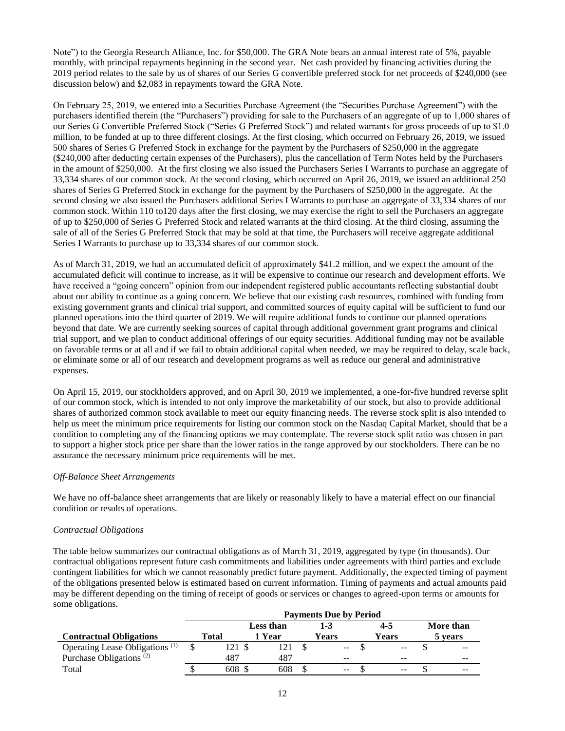Note") to the Georgia Research Alliance, Inc. for $50,000. The GRA Note bears an annual interest rate of 5%, payable monthly, with principal repayments beginning in the second year. Net cash provided by financing activities during the 2019 period relates to the sale by us of shares of our Series G convertible preferred stock for net proceeds of $240,000 (see discussion below) and $2,083 in repayments toward the GRA Note.

On February 25, 2019, we entered into a Securities Purchase Agreement (the "Securities Purchase Agreement") with the purchasers identified therein (the "Purchasers") providing for sale to the Purchasers of an aggregate of up to 1,000 shares of our Series G Convertible Preferred Stock ("Series G Preferred Stock") and related warrants for gross proceeds of up to $1.0 million, to be funded at up to three different closings. At the first closing, which occurred on February 26, 2019, we issued 500 shares of Series G Preferred Stock in exchange for the payment by the Purchasers of $250,000 in the aggregate ($240,000 after deducting certain expenses of the Purchasers), plus the cancellation of Term Notes held by the Purchasers in the amount of $250,000. At the first closing we also issued the Purchasers Series I Warrants to purchase an aggregate of 33,334 shares of our common stock. At the second closing, which occurred on April 26, 2019, we issued an additional 250 shares of Series G Preferred Stock in exchange for the payment by the Purchasers of $250,000 in the aggregate. At the second closing we also issued the Purchasers additional Series I Warrants to purchase an aggregate of 33,334 shares of our common stock. Within 110 to120 days after the first closing, we may exercise the right to sell the Purchasers an aggregate of up to $250,000 of Series G Preferred Stock and related warrants at the third closing. At the third closing, assuming the sale of all of the Series G Preferred Stock that may be sold at that time, the Purchasers will receive aggregate additional Series I Warrants to purchase up to 33,334 shares of our common stock.

As of March 31, 2019, we had an accumulated deficit of approximately $41.2 million, and we expect the amount of the accumulated deficit will continue to increase, as it will be expensive to continue our research and development efforts. We have received a "going concern" opinion from our independent registered public accountants reflecting substantial doubt about our ability to continue as a going concern. We believe that our existing cash resources, combined with funding from existing government grants and clinical trial support, and committed sources of equity capital will be sufficient to fund our planned operations into the third quarter of 2019. We will require additional funds to continue our planned operations beyond that date. We are currently seeking sources of capital through additional government grant programs and clinical trial support, and we plan to conduct additional offerings of our equity securities. Additional funding may not be available on favorable terms or at all and if we fail to obtain additional capital when needed, we may be required to delay, scale back, or eliminate some or all of our research and development programs as well as reduce our general and administrative expenses.

On April 15, 2019, our stockholders approved, and on April 30, 2019 we implemented, a one-for-five hundred reverse split of our common stock, which is intended to not only improve the marketability of our stock, but also to provide additional shares of authorized common stock available to meet our equity financing needs. The reverse stock split is also intended to help us meet the minimum price requirements for listing our common stock on the Nasdaq Capital Market, should that be a condition to completing any of the financing options we may contemplate. The reverse stock split ratio was chosen in part to support a higher stock price per share than the lower ratios in the range approved by our stockholders. There can be no assurance the necessary minimum price requirements will be met.

*Off-Balance Sheet Arrangements*

We have no off-balance sheet arrangements that are likely or reasonably likely to have a material effect on our financial condition or results of operations.

*Contractual Obligations*

The table below summarizes our contractual obligations as of March 31, 2019, aggregated by type (in thousands). Our contractual obligations represent future cash commitments and liabilities under agreements with third parties and exclude contingent liabilities for which we cannot reasonably predict future payment. Additionally, the expected timing of payment of the obligations presented below is estimated based on current information. Timing of payments and actual amounts paid may be different depending on the timing of receipt of goods or services or changes to agreed-upon terms or amounts for some obligations.

| | Payments Due by Period | | | | |
|---|---|---|---|---|---|
| **Contractual Obligations** | **Total** | **Less than 1 Year** | **1-3 Years** | **4-5 Years** | **More than 5 years** |
| Operating Lease Obligations (1) | $ 121 | $ 121 | $ -- | $ -- | $ -- |
| Purchase Obligations (2) | 487 | 487 | -- | -- | -- |
| Total | $ 608 | $ 608 | $ -- | $ -- | $ -- |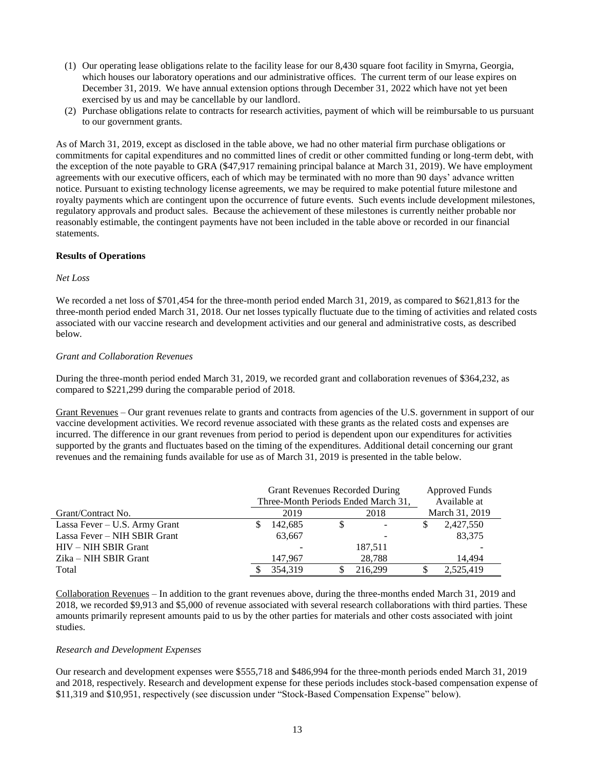(1) Our operating lease obligations relate to the facility lease for our 8,430 square foot facility in Smyrna, Georgia, which houses our laboratory operations and our administrative offices. The current term of our lease expires on December 31, 2019. We have annual extension options through December 31, 2022 which have not yet been exercised by us and may be cancellable by our landlord.

(2) Purchase obligations relate to contracts for research activities, payment of which will be reimbursable to us pursuant to our government grants.

As of March 31, 2019, except as disclosed in the table above, we had no other material firm purchase obligations or commitments for capital expenditures and no committed lines of credit or other committed funding or long-term debt, with the exception of the note payable to GRA ($47,917 remaining principal balance at March 31, 2019). We have employment agreements with our executive officers, each of which may be terminated with no more than 90 days' advance written notice. Pursuant to existing technology license agreements, we may be required to make potential future milestone and royalty payments which are contingent upon the occurrence of future events. Such events include development milestones, regulatory approvals and product sales. Because the achievement of these milestones is currently neither probable nor reasonably estimable, the contingent payments have not been included in the table above or recorded in our financial statements.

**Results of Operations**

*Net Loss*

We recorded a net loss of $701,454 for the three-month period ended March 31, 2019, as compared to $621,813 for the three-month period ended March 31, 2018. Our net losses typically fluctuate due to the timing of activities and related costs associated with our vaccine research and development activities and our general and administrative costs, as described below.

*Grant and Collaboration Revenues*

During the three-month period ended March 31, 2019, we recorded grant and collaboration revenues of $364,232, as compared to $221,299 during the comparable period of 2018.

Grant Revenues – Our grant revenues relate to grants and contracts from agencies of the U.S. government in support of our vaccine development activities. We record revenue associated with these grants as the related costs and expenses are incurred. The difference in our grant revenues from period to period is dependent upon our expenditures for activities supported by the grants and fluctuates based on the timing of the expenditures. Additional detail concerning our grant revenues and the remaining funds available for use as of March 31, 2019 is presented in the table below.

| | Grant Revenues Recorded During Three-Month Periods Ended March 31, | | Approved Funds Available at |
|---|---|---|---|
| Grant/Contract No. | 2019 | 2018 | March 31, 2019 |
| Lassa Fever – U.S. Army Grant | $ 142,685 | $ - | $ 2,427,550 |
| Lassa Fever – NIH SBIR Grant | 63,667 | - | 83,375 |
| HIV – NIH SBIR Grant | - | 187,511 | - |
| Zika – NIH SBIR Grant | 147,967 | 28,788 | 14,494 |
| Total | $ 354,319 | $ 216,299 | $ 2,525,419 |

Collaboration Revenues – In addition to the grant revenues above, during the three-months ended March 31, 2019 and 2018, we recorded $9,913 and $5,000 of revenue associated with several research collaborations with third parties. These amounts primarily represent amounts paid to us by the other parties for materials and other costs associated with joint studies.

*Research and Development Expenses*

Our research and development expenses were $555,718 and $486,994 for the three-month periods ended March 31, 2019 and 2018, respectively. Research and development expense for these periods includes stock-based compensation expense of $11,319 and $10,951, respectively (see discussion under "Stock-Based Compensation Expense" below).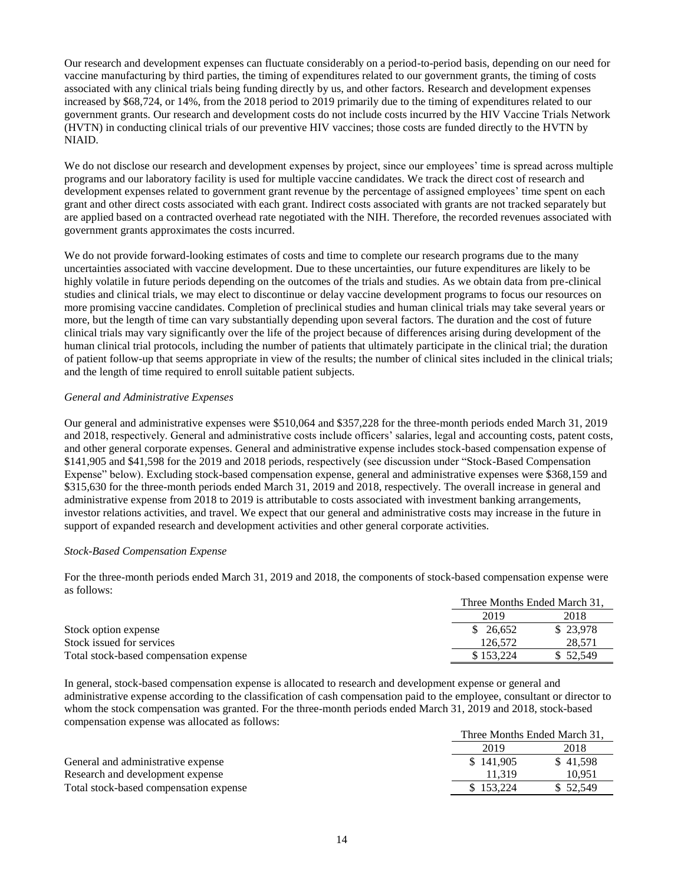Our research and development expenses can fluctuate considerably on a period-to-period basis, depending on our need for vaccine manufacturing by third parties, the timing of expenditures related to our government grants, the timing of costs associated with any clinical trials being funding directly by us, and other factors. Research and development expenses increased by $68,724, or 14%, from the 2018 period to 2019 primarily due to the timing of expenditures related to our government grants. Our research and development costs do not include costs incurred by the HIV Vaccine Trials Network (HVTN) in conducting clinical trials of our preventive HIV vaccines; those costs are funded directly to the HVTN by NIAID.

We do not disclose our research and development expenses by project, since our employees' time is spread across multiple programs and our laboratory facility is used for multiple vaccine candidates. We track the direct cost of research and development expenses related to government grant revenue by the percentage of assigned employees' time spent on each grant and other direct costs associated with each grant. Indirect costs associated with grants are not tracked separately but are applied based on a contracted overhead rate negotiated with the NIH. Therefore, the recorded revenues associated with government grants approximates the costs incurred.

We do not provide forward-looking estimates of costs and time to complete our research programs due to the many uncertainties associated with vaccine development. Due to these uncertainties, our future expenditures are likely to be highly volatile in future periods depending on the outcomes of the trials and studies. As we obtain data from pre-clinical studies and clinical trials, we may elect to discontinue or delay vaccine development programs to focus our resources on more promising vaccine candidates. Completion of preclinical studies and human clinical trials may take several years or more, but the length of time can vary substantially depending upon several factors. The duration and the cost of future clinical trials may vary significantly over the life of the project because of differences arising during development of the human clinical trial protocols, including the number of patients that ultimately participate in the clinical trial; the duration of patient follow-up that seems appropriate in view of the results; the number of clinical sites included in the clinical trials; and the length of time required to enroll suitable patient subjects.

*General and Administrative Expenses*

Our general and administrative expenses were $510,064 and $357,228 for the three-month periods ended March 31, 2019 and 2018, respectively. General and administrative costs include officers' salaries, legal and accounting costs, patent costs, and other general corporate expenses. General and administrative expense includes stock-based compensation expense of $141,905 and $41,598 for the 2019 and 2018 periods, respectively (see discussion under "Stock-Based Compensation Expense" below). Excluding stock-based compensation expense, general and administrative expenses were $368,159 and $315,630 for the three-month periods ended March 31, 2019 and 2018, respectively. The overall increase in general and administrative expense from 2018 to 2019 is attributable to costs associated with investment banking arrangements, investor relations activities, and travel. We expect that our general and administrative costs may increase in the future in support of expanded research and development activities and other general corporate activities.

*Stock-Based Compensation Expense*

For the three-month periods ended March 31, 2019 and 2018, the components of stock-based compensation expense were as follows:

| | Three Months Ended March 31, | |
|---|---|---|
| | 2019 | 2018 |
| Stock option expense | $ 26,652 | $ 23,978 |
| Stock issued for services | 126,572 | 28,571 |
| Total stock-based compensation expense | $ 153,224 | $ 52,549 |

In general, stock-based compensation expense is allocated to research and development expense or general and administrative expense according to the classification of cash compensation paid to the employee, consultant or director to whom the stock compensation was granted. For the three-month periods ended March 31, 2019 and 2018, stock-based compensation expense was allocated as follows:

| | Three Months Ended March 31, | |
|---|---|---|
| | 2019 | 2018 |
| General and administrative expense | $ 141,905 | $ 41,598 |
| Research and development expense | 11,319 | 10,951 |
| Total stock-based compensation expense | $ 153,224 | $ 52,549 |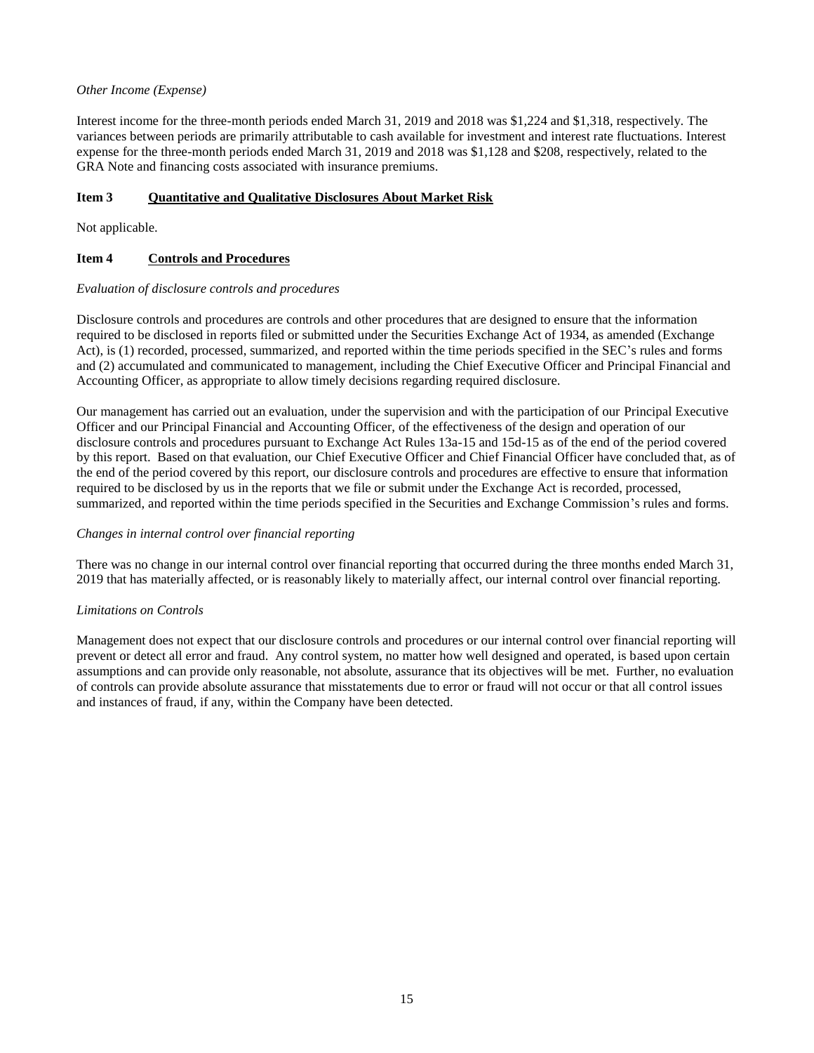*Other Income (Expense)*

Interest income for the three-month periods ended March 31, 2019 and 2018 was $1,224 and $1,318, respectively. The variances between periods are primarily attributable to cash available for investment and interest rate fluctuations. Interest expense for the three-month periods ended March 31, 2019 and 2018 was $1,128 and $208, respectively, related to the GRA Note and financing costs associated with insurance premiums.

## Item 3 Quantitative and Qualitative Disclosures About Market Risk

Not applicable.

## Item 4 Controls and Procedures

*Evaluation of disclosure controls and procedures*

Disclosure controls and procedures are controls and other procedures that are designed to ensure that the information required to be disclosed in reports filed or submitted under the Securities Exchange Act of 1934, as amended (Exchange Act), is (1) recorded, processed, summarized, and reported within the time periods specified in the SEC's rules and forms and (2) accumulated and communicated to management, including the Chief Executive Officer and Principal Financial and Accounting Officer, as appropriate to allow timely decisions regarding required disclosure.

Our management has carried out an evaluation, under the supervision and with the participation of our Principal Executive Officer and our Principal Financial and Accounting Officer, of the effectiveness of the design and operation of our disclosure controls and procedures pursuant to Exchange Act Rules 13a-15 and 15d-15 as of the end of the period covered by this report. Based on that evaluation, our Chief Executive Officer and Chief Financial Officer have concluded that, as of the end of the period covered by this report, our disclosure controls and procedures are effective to ensure that information required to be disclosed by us in the reports that we file or submit under the Exchange Act is recorded, processed, summarized, and reported within the time periods specified in the Securities and Exchange Commission's rules and forms.

*Changes in internal control over financial reporting*

There was no change in our internal control over financial reporting that occurred during the three months ended March 31, 2019 that has materially affected, or is reasonably likely to materially affect, our internal control over financial reporting.

*Limitations on Controls*

Management does not expect that our disclosure controls and procedures or our internal control over financial reporting will prevent or detect all error and fraud. Any control system, no matter how well designed and operated, is based upon certain assumptions and can provide only reasonable, not absolute, assurance that its objectives will be met. Further, no evaluation of controls can provide absolute assurance that misstatements due to error or fraud will not occur or that all control issues and instances of fraud, if any, within the Company have been detected.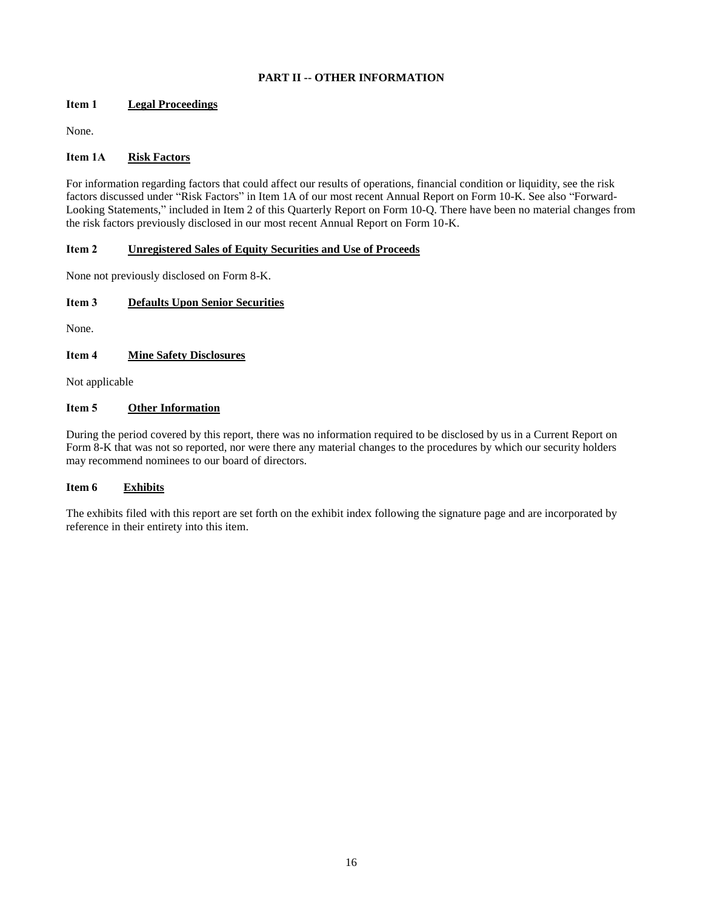## PART II -- OTHER INFORMATION

### Item 1 Legal Proceedings

None.

### Item 1A Risk Factors

For information regarding factors that could affect our results of operations, financial condition or liquidity, see the risk factors discussed under "Risk Factors" in Item 1A of our most recent Annual Report on Form 10-K. See also "Forward-Looking Statements," included in Item 2 of this Quarterly Report on Form 10-Q. There have been no material changes from the risk factors previously disclosed in our most recent Annual Report on Form 10-K.

### Item 2 Unregistered Sales of Equity Securities and Use of Proceeds

None not previously disclosed on Form 8-K.

### Item 3 Defaults Upon Senior Securities

None.

### Item 4 Mine Safety Disclosures

Not applicable

### Item 5 Other Information

During the period covered by this report, there was no information required to be disclosed by us in a Current Report on Form 8-K that was not so reported, nor were there any material changes to the procedures by which our security holders may recommend nominees to our board of directors.

### Item 6 Exhibits

The exhibits filed with this report are set forth on the exhibit index following the signature page and are incorporated by reference in their entirety into this item.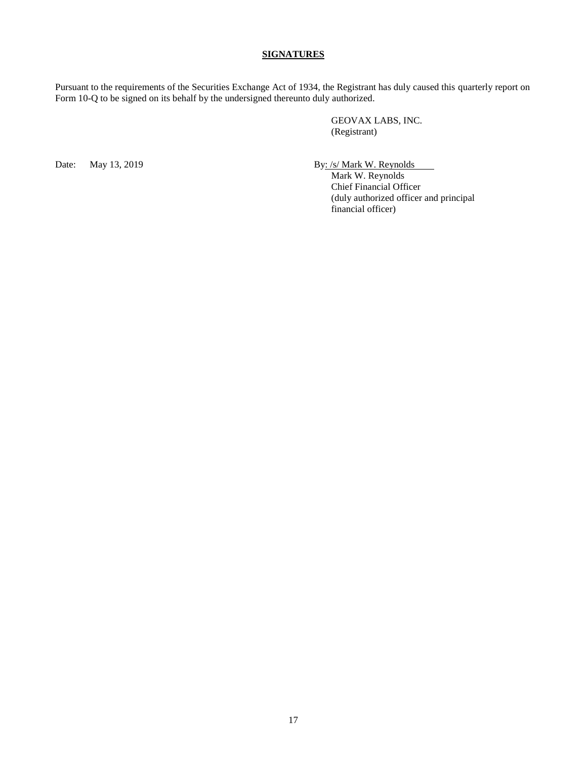**SIGNATURES**

Pursuant to the requirements of the Securities Exchange Act of 1934, the Registrant has duly caused this quarterly report on Form 10-Q to be signed on its behalf by the undersigned thereunto duly authorized.

GEOVAX LABS, INC.
(Registrant)

Date: May 13, 2019

By: /s/ Mark W. Reynolds
Mark W. Reynolds
Chief Financial Officer
(duly authorized officer and principal financial officer)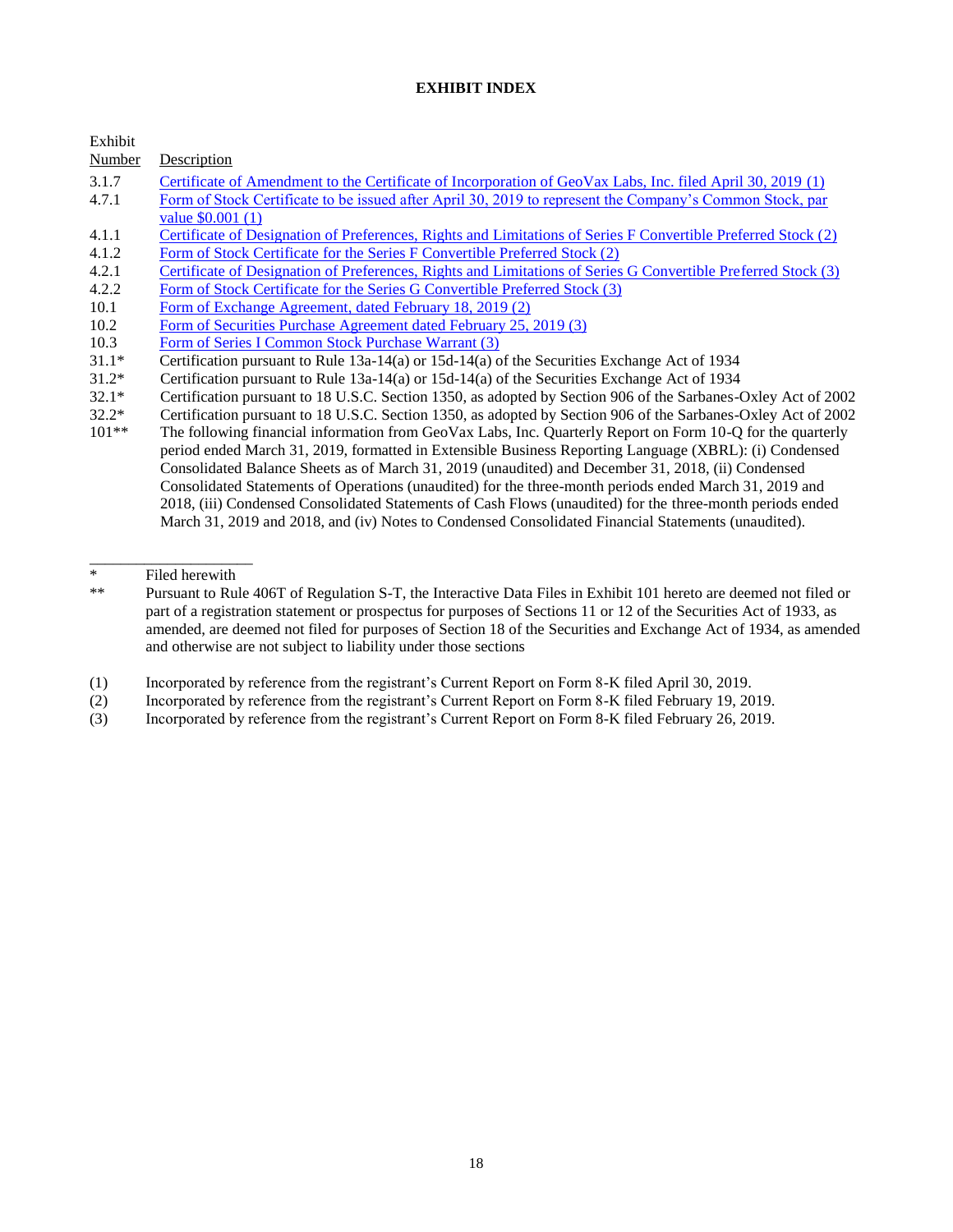## EXHIBIT INDEX

| Exhibit Number | Description |
| --- | --- |
| 3.1.7 | Certificate of Amendment to the Certificate of Incorporation of GeoVax Labs, Inc. filed April 30, 2019 (1) |
| 4.7.1 | Form of Stock Certificate to be issued after April 30, 2019 to represent the Company's Common Stock, par value $0.001 (1) |
| 4.1.1 | Certificate of Designation of Preferences, Rights and Limitations of Series F Convertible Preferred Stock (2) |
| 4.1.2 | Form of Stock Certificate for the Series F Convertible Preferred Stock (2) |
| 4.2.1 | Certificate of Designation of Preferences, Rights and Limitations of Series G Convertible Preferred Stock (3) |
| 4.2.2 | Form of Stock Certificate for the Series G Convertible Preferred Stock (3) |
| 10.1 | Form of Exchange Agreement, dated February 18, 2019 (2) |
| 10.2 | Form of Securities Purchase Agreement dated February 25, 2019 (3) |
| 10.3 | Form of Series I Common Stock Purchase Warrant (3) |
| 31.1* | Certification pursuant to Rule 13a-14(a) or 15d-14(a) of the Securities Exchange Act of 1934 |
| 31.2* | Certification pursuant to Rule 13a-14(a) or 15d-14(a) of the Securities Exchange Act of 1934 |
| 32.1* | Certification pursuant to 18 U.S.C. Section 1350, as adopted by Section 906 of the Sarbanes-Oxley Act of 2002 |
| 32.2* | Certification pursuant to 18 U.S.C. Section 1350, as adopted by Section 906 of the Sarbanes-Oxley Act of 2002 |
| 101** | The following financial information from GeoVax Labs, Inc. Quarterly Report on Form 10-Q for the quarterly period ended March 31, 2019, formatted in Extensible Business Reporting Language (XBRL): (i) Condensed Consolidated Balance Sheets as of March 31, 2019 (unaudited) and December 31, 2018, (ii) Condensed Consolidated Statements of Operations (unaudited) for the three-month periods ended March 31, 2019 and 2018, (iii) Condensed Consolidated Statements of Cash Flows (unaudited) for the three-month periods ended March 31, 2019 and 2018, and (iv) Notes to Condensed Consolidated Financial Statements (unaudited). |

---

\* Filed herewith

\*\* Pursuant to Rule 406T of Regulation S-T, the Interactive Data Files in Exhibit 101 hereto are deemed not filed or part of a registration statement or prospectus for purposes of Sections 11 or 12 of the Securities Act of 1933, as amended, are deemed not filed for purposes of Section 18 of the Securities and Exchange Act of 1934, as amended and otherwise are not subject to liability under those sections

(1) Incorporated by reference from the registrant's Current Report on Form 8-K filed April 30, 2019.

(2) Incorporated by reference from the registrant's Current Report on Form 8-K filed February 19, 2019.

(3) Incorporated by reference from the registrant's Current Report on Form 8-K filed February 26, 2019.